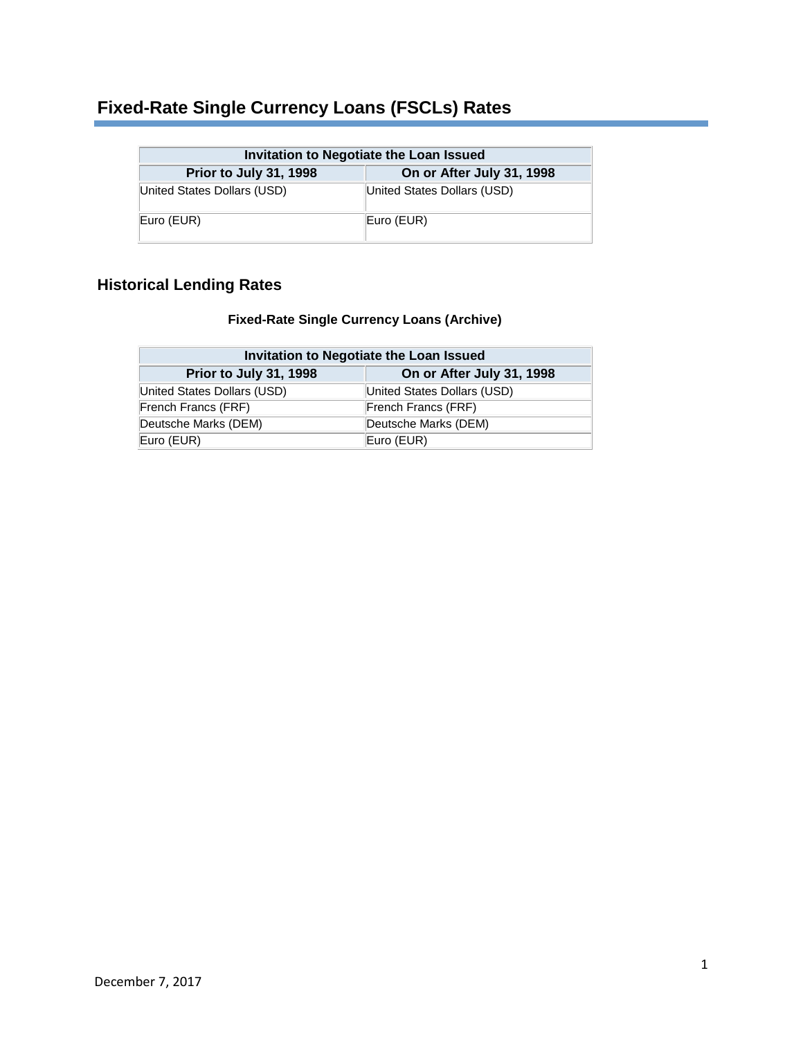# Fixed-Rate Single Currency Loans (FSCLs) Rates

| Invitation to Negotiate the Loan Issued | |
|---|---|
| **Prior to July 31, 1998** | **On or After July 31, 1998** |
| United States Dollars (USD) | United States Dollars (USD) |
| Euro (EUR) | Euro (EUR) |

## Historical Lending Rates

**Fixed-Rate Single Currency Loans (Archive)**

| Invitation to Negotiate the Loan Issued | |
|---|---|
| **Prior to July 31, 1998** | **On or After July 31, 1998** |
| United States Dollars (USD) | United States Dollars (USD) |
| French Francs (FRF) | French Francs (FRF) |
| Deutsche Marks (DEM) | Deutsche Marks (DEM) |
| Euro (EUR) | Euro (EUR) |

December 7, 2017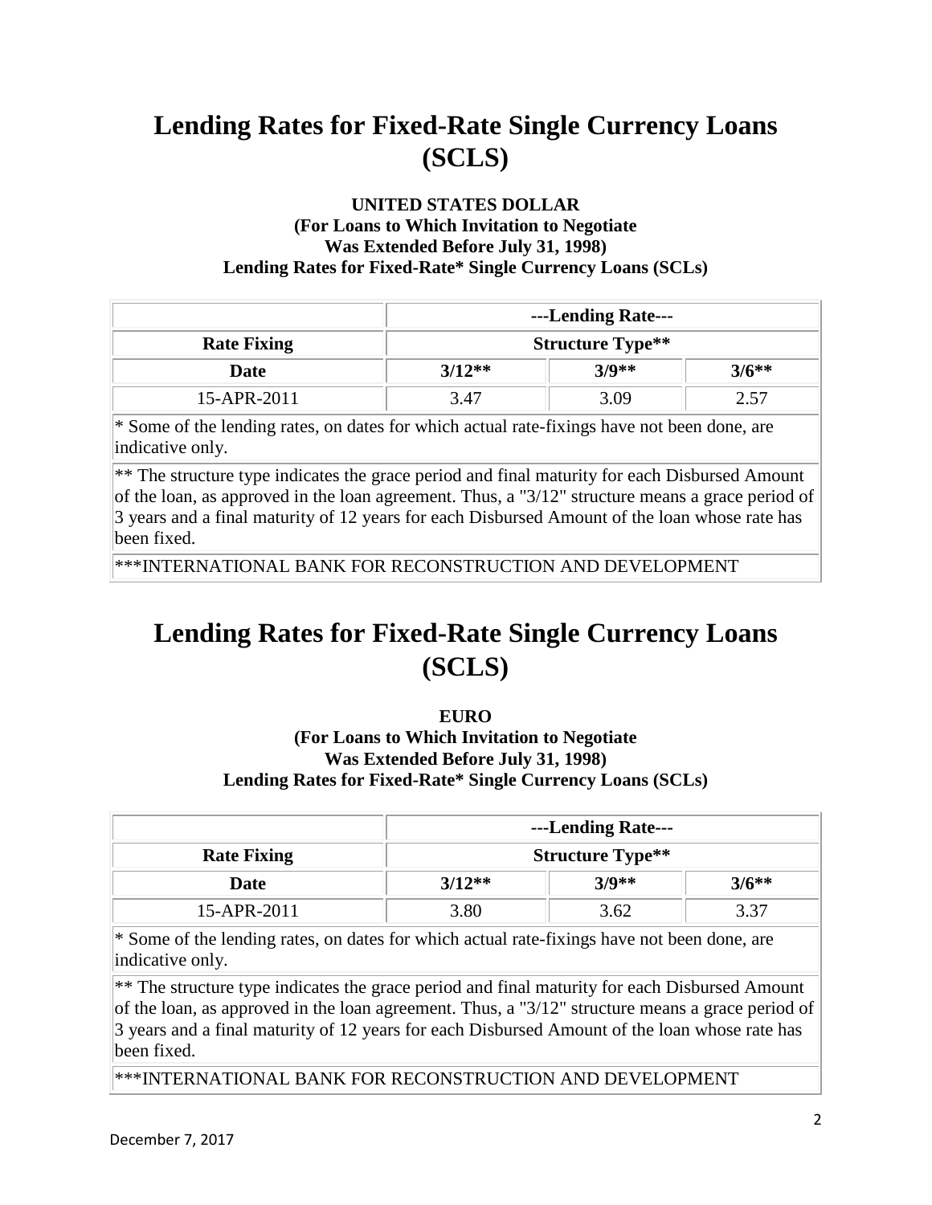# Lending Rates for Fixed-Rate Single Currency Loans (SCLS)

**UNITED STATES DOLLAR**
**(For Loans to Which Invitation to Negotiate Was Extended Before July 31, 1998)**
**Lending Rates for Fixed-Rate* Single Currency Loans (SCLs)**

| | ---Lending Rate--- | | |
|---|---|---|---|
| **Rate Fixing** | **Structure Type**** | | |
| **Date** | **3/12**** | **3/9**** | **3/6**** |
| 15-APR-2011 | 3.47 | 3.09 | 2.57 |

* Some of the lending rates, on dates for which actual rate-fixings have not been done, are indicative only.

** The structure type indicates the grace period and final maturity for each Disbursed Amount of the loan, as approved in the loan agreement. Thus, a "3/12" structure means a grace period of 3 years and a final maturity of 12 years for each Disbursed Amount of the loan whose rate has been fixed.

***INTERNATIONAL BANK FOR RECONSTRUCTION AND DEVELOPMENT

# Lending Rates for Fixed-Rate Single Currency Loans (SCLS)

**EURO**
**(For Loans to Which Invitation to Negotiate Was Extended Before July 31, 1998)**
**Lending Rates for Fixed-Rate* Single Currency Loans (SCLs)**

| | ---Lending Rate--- | | |
|---|---|---|---|
| **Rate Fixing** | **Structure Type**** | | |
| **Date** | **3/12**** | **3/9**** | **3/6**** |
| 15-APR-2011 | 3.80 | 3.62 | 3.37 |

* Some of the lending rates, on dates for which actual rate-fixings have not been done, are indicative only.

** The structure type indicates the grace period and final maturity for each Disbursed Amount of the loan, as approved in the loan agreement. Thus, a "3/12" structure means a grace period of 3 years and a final maturity of 12 years for each Disbursed Amount of the loan whose rate has been fixed.

***INTERNATIONAL BANK FOR RECONSTRUCTION AND DEVELOPMENT

December 7, 2017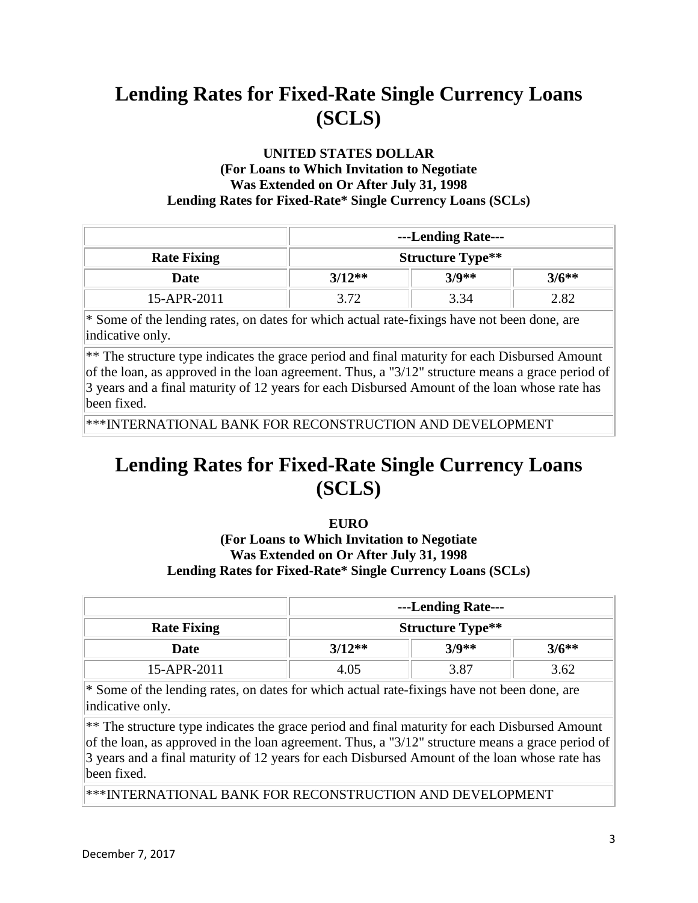# Lending Rates for Fixed-Rate Single Currency Loans (SCLS)

**UNITED STATES DOLLAR**
**(For Loans to Which Invitation to Negotiate**
**Was Extended on Or After July 31, 1998**
**Lending Rates for Fixed-Rate* Single Currency Loans (SCLs)**

| | **---Lending Rate---** | | |
|---|---|---|---|
| **Rate Fixing** | **Structure Type**** | | |
| **Date** | **3/12**** | **3/9**** | **3/6**** |
| 15-APR-2011 | 3.72 | 3.34 | 2.82 |

* Some of the lending rates, on dates for which actual rate-fixings have not been done, are indicative only.

** The structure type indicates the grace period and final maturity for each Disbursed Amount of the loan, as approved in the loan agreement. Thus, a "3/12" structure means a grace period of 3 years and a final maturity of 12 years for each Disbursed Amount of the loan whose rate has been fixed.

***INTERNATIONAL BANK FOR RECONSTRUCTION AND DEVELOPMENT

# Lending Rates for Fixed-Rate Single Currency Loans (SCLS)

**EURO**
**(For Loans to Which Invitation to Negotiate**
**Was Extended on Or After July 31, 1998**
**Lending Rates for Fixed-Rate* Single Currency Loans (SCLs)**

| | **---Lending Rate---** | | |
|---|---|---|---|
| **Rate Fixing** | **Structure Type**** | | |
| **Date** | **3/12**** | **3/9**** | **3/6**** |
| 15-APR-2011 | 4.05 | 3.87 | 3.62 |

* Some of the lending rates, on dates for which actual rate-fixings have not been done, are indicative only.

** The structure type indicates the grace period and final maturity for each Disbursed Amount of the loan, as approved in the loan agreement. Thus, a "3/12" structure means a grace period of 3 years and a final maturity of 12 years for each Disbursed Amount of the loan whose rate has been fixed.

***INTERNATIONAL BANK FOR RECONSTRUCTION AND DEVELOPMENT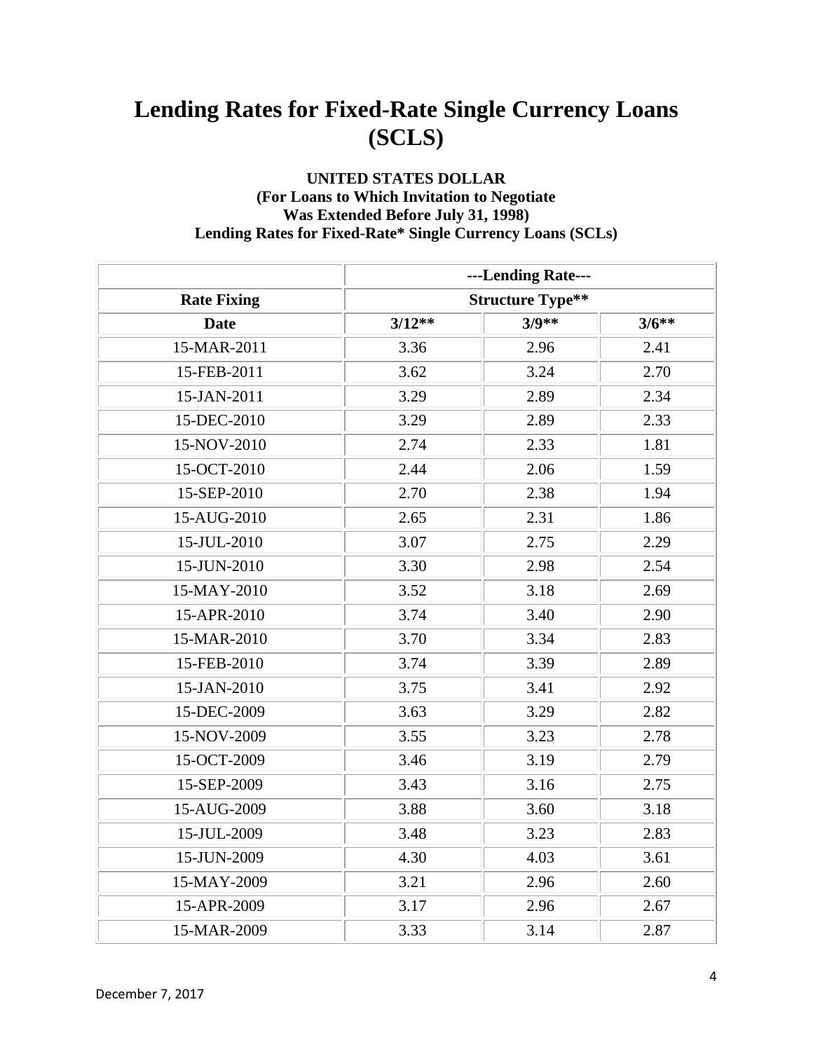# Lending Rates for Fixed-Rate Single Currency Loans (SCLS)

**UNITED STATES DOLLAR**
**(For Loans to Which Invitation to Negotiate Was Extended Before July 31, 1998)**
**Lending Rates for Fixed-Rate* Single Currency Loans (SCLs)**

| | ---Lending Rate--- | | |
|---|---|---|---|
| **Rate Fixing** | **Structure Type**** | | |
| **Date** | **3/12**** | **3/9**** | **3/6**** |
| 15-MAR-2011 | 3.36 | 2.96 | 2.41 |
| 15-FEB-2011 | 3.62 | 3.24 | 2.70 |
| 15-JAN-2011 | 3.29 | 2.89 | 2.34 |
| 15-DEC-2010 | 3.29 | 2.89 | 2.33 |
| 15-NOV-2010 | 2.74 | 2.33 | 1.81 |
| 15-OCT-2010 | 2.44 | 2.06 | 1.59 |
| 15-SEP-2010 | 2.70 | 2.38 | 1.94 |
| 15-AUG-2010 | 2.65 | 2.31 | 1.86 |
| 15-JUL-2010 | 3.07 | 2.75 | 2.29 |
| 15-JUN-2010 | 3.30 | 2.98 | 2.54 |
| 15-MAY-2010 | 3.52 | 3.18 | 2.69 |
| 15-APR-2010 | 3.74 | 3.40 | 2.90 |
| 15-MAR-2010 | 3.70 | 3.34 | 2.83 |
| 15-FEB-2010 | 3.74 | 3.39 | 2.89 |
| 15-JAN-2010 | 3.75 | 3.41 | 2.92 |
| 15-DEC-2009 | 3.63 | 3.29 | 2.82 |
| 15-NOV-2009 | 3.55 | 3.23 | 2.78 |
| 15-OCT-2009 | 3.46 | 3.19 | 2.79 |
| 15-SEP-2009 | 3.43 | 3.16 | 2.75 |
| 15-AUG-2009 | 3.88 | 3.60 | 3.18 |
| 15-JUL-2009 | 3.48 | 3.23 | 2.83 |
| 15-JUN-2009 | 4.30 | 4.03 | 3.61 |
| 15-MAY-2009 | 3.21 | 2.96 | 2.60 |
| 15-APR-2009 | 3.17 | 2.96 | 2.67 |
| 15-MAR-2009 | 3.33 | 3.14 | 2.87 |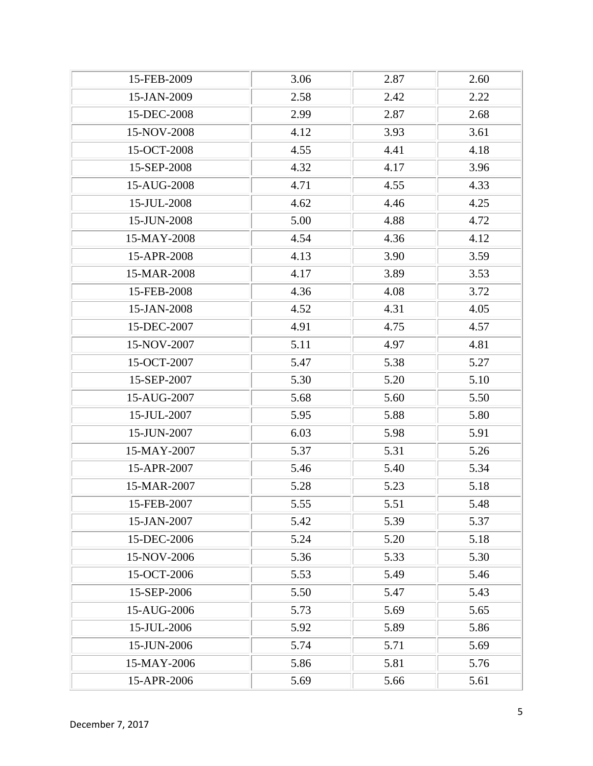| | | | |
|---|---|---|---|
| 15-FEB-2009 | 3.06 | 2.87 | 2.60 |
| 15-JAN-2009 | 2.58 | 2.42 | 2.22 |
| 15-DEC-2008 | 2.99 | 2.87 | 2.68 |
| 15-NOV-2008 | 4.12 | 3.93 | 3.61 |
| 15-OCT-2008 | 4.55 | 4.41 | 4.18 |
| 15-SEP-2008 | 4.32 | 4.17 | 3.96 |
| 15-AUG-2008 | 4.71 | 4.55 | 4.33 |
| 15-JUL-2008 | 4.62 | 4.46 | 4.25 |
| 15-JUN-2008 | 5.00 | 4.88 | 4.72 |
| 15-MAY-2008 | 4.54 | 4.36 | 4.12 |
| 15-APR-2008 | 4.13 | 3.90 | 3.59 |
| 15-MAR-2008 | 4.17 | 3.89 | 3.53 |
| 15-FEB-2008 | 4.36 | 4.08 | 3.72 |
| 15-JAN-2008 | 4.52 | 4.31 | 4.05 |
| 15-DEC-2007 | 4.91 | 4.75 | 4.57 |
| 15-NOV-2007 | 5.11 | 4.97 | 4.81 |
| 15-OCT-2007 | 5.47 | 5.38 | 5.27 |
| 15-SEP-2007 | 5.30 | 5.20 | 5.10 |
| 15-AUG-2007 | 5.68 | 5.60 | 5.50 |
| 15-JUL-2007 | 5.95 | 5.88 | 5.80 |
| 15-JUN-2007 | 6.03 | 5.98 | 5.91 |
| 15-MAY-2007 | 5.37 | 5.31 | 5.26 |
| 15-APR-2007 | 5.46 | 5.40 | 5.34 |
| 15-MAR-2007 | 5.28 | 5.23 | 5.18 |
| 15-FEB-2007 | 5.55 | 5.51 | 5.48 |
| 15-JAN-2007 | 5.42 | 5.39 | 5.37 |
| 15-DEC-2006 | 5.24 | 5.20 | 5.18 |
| 15-NOV-2006 | 5.36 | 5.33 | 5.30 |
| 15-OCT-2006 | 5.53 | 5.49 | 5.46 |
| 15-SEP-2006 | 5.50 | 5.47 | 5.43 |
| 15-AUG-2006 | 5.73 | 5.69 | 5.65 |
| 15-JUL-2006 | 5.92 | 5.89 | 5.86 |
| 15-JUN-2006 | 5.74 | 5.71 | 5.69 |
| 15-MAY-2006 | 5.86 | 5.81 | 5.76 |
| 15-APR-2006 | 5.69 | 5.66 | 5.61 |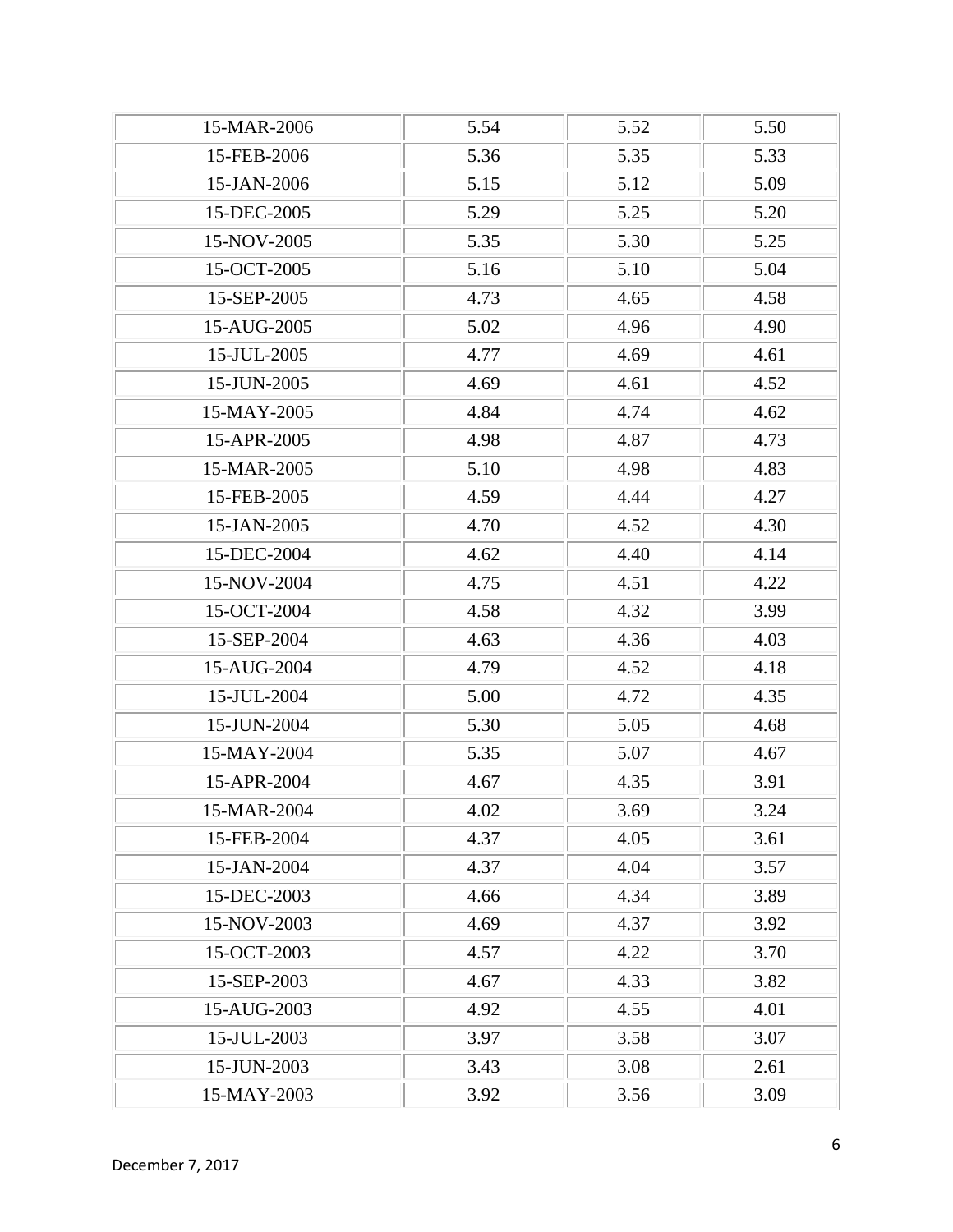| | | | |
|---|---|---|---|
| 15-MAR-2006 | 5.54 | 5.52 | 5.50 |
| 15-FEB-2006 | 5.36 | 5.35 | 5.33 |
| 15-JAN-2006 | 5.15 | 5.12 | 5.09 |
| 15-DEC-2005 | 5.29 | 5.25 | 5.20 |
| 15-NOV-2005 | 5.35 | 5.30 | 5.25 |
| 15-OCT-2005 | 5.16 | 5.10 | 5.04 |
| 15-SEP-2005 | 4.73 | 4.65 | 4.58 |
| 15-AUG-2005 | 5.02 | 4.96 | 4.90 |
| 15-JUL-2005 | 4.77 | 4.69 | 4.61 |
| 15-JUN-2005 | 4.69 | 4.61 | 4.52 |
| 15-MAY-2005 | 4.84 | 4.74 | 4.62 |
| 15-APR-2005 | 4.98 | 4.87 | 4.73 |
| 15-MAR-2005 | 5.10 | 4.98 | 4.83 |
| 15-FEB-2005 | 4.59 | 4.44 | 4.27 |
| 15-JAN-2005 | 4.70 | 4.52 | 4.30 |
| 15-DEC-2004 | 4.62 | 4.40 | 4.14 |
| 15-NOV-2004 | 4.75 | 4.51 | 4.22 |
| 15-OCT-2004 | 4.58 | 4.32 | 3.99 |
| 15-SEP-2004 | 4.63 | 4.36 | 4.03 |
| 15-AUG-2004 | 4.79 | 4.52 | 4.18 |
| 15-JUL-2004 | 5.00 | 4.72 | 4.35 |
| 15-JUN-2004 | 5.30 | 5.05 | 4.68 |
| 15-MAY-2004 | 5.35 | 5.07 | 4.67 |
| 15-APR-2004 | 4.67 | 4.35 | 3.91 |
| 15-MAR-2004 | 4.02 | 3.69 | 3.24 |
| 15-FEB-2004 | 4.37 | 4.05 | 3.61 |
| 15-JAN-2004 | 4.37 | 4.04 | 3.57 |
| 15-DEC-2003 | 4.66 | 4.34 | 3.89 |
| 15-NOV-2003 | 4.69 | 4.37 | 3.92 |
| 15-OCT-2003 | 4.57 | 4.22 | 3.70 |
| 15-SEP-2003 | 4.67 | 4.33 | 3.82 |
| 15-AUG-2003 | 4.92 | 4.55 | 4.01 |
| 15-JUL-2003 | 3.97 | 3.58 | 3.07 |
| 15-JUN-2003 | 3.43 | 3.08 | 2.61 |
| 15-MAY-2003 | 3.92 | 3.56 | 3.09 |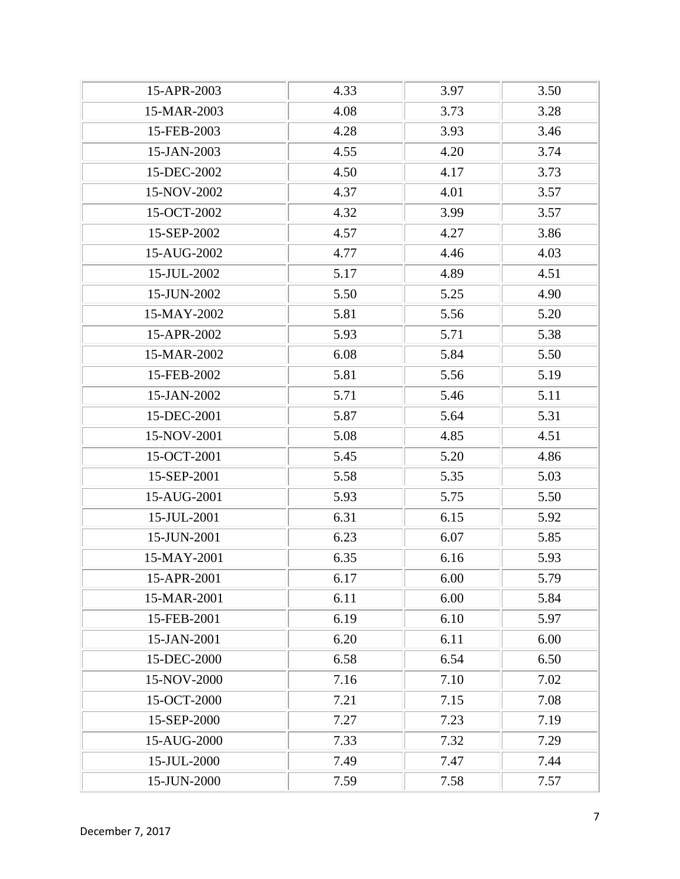| | | | |
|---|---|---|---|
| 15-APR-2003 | 4.33 | 3.97 | 3.50 |
| 15-MAR-2003 | 4.08 | 3.73 | 3.28 |
| 15-FEB-2003 | 4.28 | 3.93 | 3.46 |
| 15-JAN-2003 | 4.55 | 4.20 | 3.74 |
| 15-DEC-2002 | 4.50 | 4.17 | 3.73 |
| 15-NOV-2002 | 4.37 | 4.01 | 3.57 |
| 15-OCT-2002 | 4.32 | 3.99 | 3.57 |
| 15-SEP-2002 | 4.57 | 4.27 | 3.86 |
| 15-AUG-2002 | 4.77 | 4.46 | 4.03 |
| 15-JUL-2002 | 5.17 | 4.89 | 4.51 |
| 15-JUN-2002 | 5.50 | 5.25 | 4.90 |
| 15-MAY-2002 | 5.81 | 5.56 | 5.20 |
| 15-APR-2002 | 5.93 | 5.71 | 5.38 |
| 15-MAR-2002 | 6.08 | 5.84 | 5.50 |
| 15-FEB-2002 | 5.81 | 5.56 | 5.19 |
| 15-JAN-2002 | 5.71 | 5.46 | 5.11 |
| 15-DEC-2001 | 5.87 | 5.64 | 5.31 |
| 15-NOV-2001 | 5.08 | 4.85 | 4.51 |
| 15-OCT-2001 | 5.45 | 5.20 | 4.86 |
| 15-SEP-2001 | 5.58 | 5.35 | 5.03 |
| 15-AUG-2001 | 5.93 | 5.75 | 5.50 |
| 15-JUL-2001 | 6.31 | 6.15 | 5.92 |
| 15-JUN-2001 | 6.23 | 6.07 | 5.85 |
| 15-MAY-2001 | 6.35 | 6.16 | 5.93 |
| 15-APR-2001 | 6.17 | 6.00 | 5.79 |
| 15-MAR-2001 | 6.11 | 6.00 | 5.84 |
| 15-FEB-2001 | 6.19 | 6.10 | 5.97 |
| 15-JAN-2001 | 6.20 | 6.11 | 6.00 |
| 15-DEC-2000 | 6.58 | 6.54 | 6.50 |
| 15-NOV-2000 | 7.16 | 7.10 | 7.02 |
| 15-OCT-2000 | 7.21 | 7.15 | 7.08 |
| 15-SEP-2000 | 7.27 | 7.23 | 7.19 |
| 15-AUG-2000 | 7.33 | 7.32 | 7.29 |
| 15-JUL-2000 | 7.49 | 7.47 | 7.44 |
| 15-JUN-2000 | 7.59 | 7.58 | 7.57 |

December 7, 2017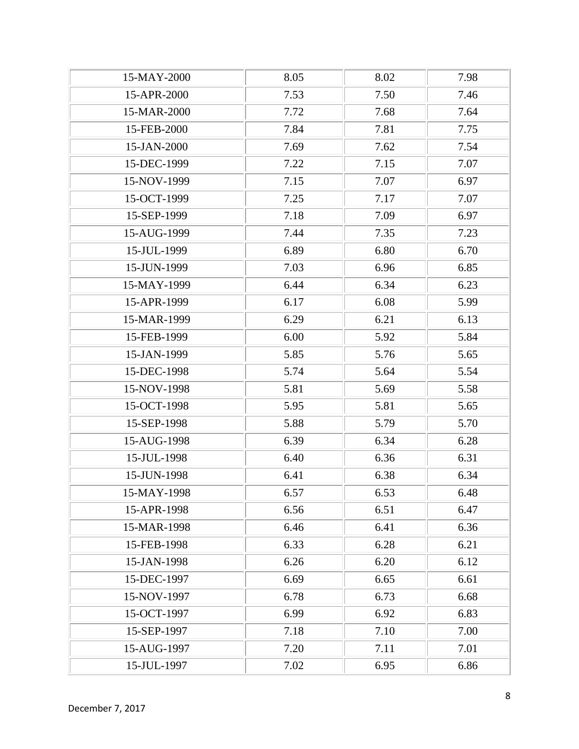| | | | |
|---|---|---|---|
| 15-MAY-2000 | 8.05 | 8.02 | 7.98 |
| 15-APR-2000 | 7.53 | 7.50 | 7.46 |
| 15-MAR-2000 | 7.72 | 7.68 | 7.64 |
| 15-FEB-2000 | 7.84 | 7.81 | 7.75 |
| 15-JAN-2000 | 7.69 | 7.62 | 7.54 |
| 15-DEC-1999 | 7.22 | 7.15 | 7.07 |
| 15-NOV-1999 | 7.15 | 7.07 | 6.97 |
| 15-OCT-1999 | 7.25 | 7.17 | 7.07 |
| 15-SEP-1999 | 7.18 | 7.09 | 6.97 |
| 15-AUG-1999 | 7.44 | 7.35 | 7.23 |
| 15-JUL-1999 | 6.89 | 6.80 | 6.70 |
| 15-JUN-1999 | 7.03 | 6.96 | 6.85 |
| 15-MAY-1999 | 6.44 | 6.34 | 6.23 |
| 15-APR-1999 | 6.17 | 6.08 | 5.99 |
| 15-MAR-1999 | 6.29 | 6.21 | 6.13 |
| 15-FEB-1999 | 6.00 | 5.92 | 5.84 |
| 15-JAN-1999 | 5.85 | 5.76 | 5.65 |
| 15-DEC-1998 | 5.74 | 5.64 | 5.54 |
| 15-NOV-1998 | 5.81 | 5.69 | 5.58 |
| 15-OCT-1998 | 5.95 | 5.81 | 5.65 |
| 15-SEP-1998 | 5.88 | 5.79 | 5.70 |
| 15-AUG-1998 | 6.39 | 6.34 | 6.28 |
| 15-JUL-1998 | 6.40 | 6.36 | 6.31 |
| 15-JUN-1998 | 6.41 | 6.38 | 6.34 |
| 15-MAY-1998 | 6.57 | 6.53 | 6.48 |
| 15-APR-1998 | 6.56 | 6.51 | 6.47 |
| 15-MAR-1998 | 6.46 | 6.41 | 6.36 |
| 15-FEB-1998 | 6.33 | 6.28 | 6.21 |
| 15-JAN-1998 | 6.26 | 6.20 | 6.12 |
| 15-DEC-1997 | 6.69 | 6.65 | 6.61 |
| 15-NOV-1997 | 6.78 | 6.73 | 6.68 |
| 15-OCT-1997 | 6.99 | 6.92 | 6.83 |
| 15-SEP-1997 | 7.18 | 7.10 | 7.00 |
| 15-AUG-1997 | 7.20 | 7.11 | 7.01 |
| 15-JUL-1997 | 7.02 | 6.95 | 6.86 |

December 7, 2017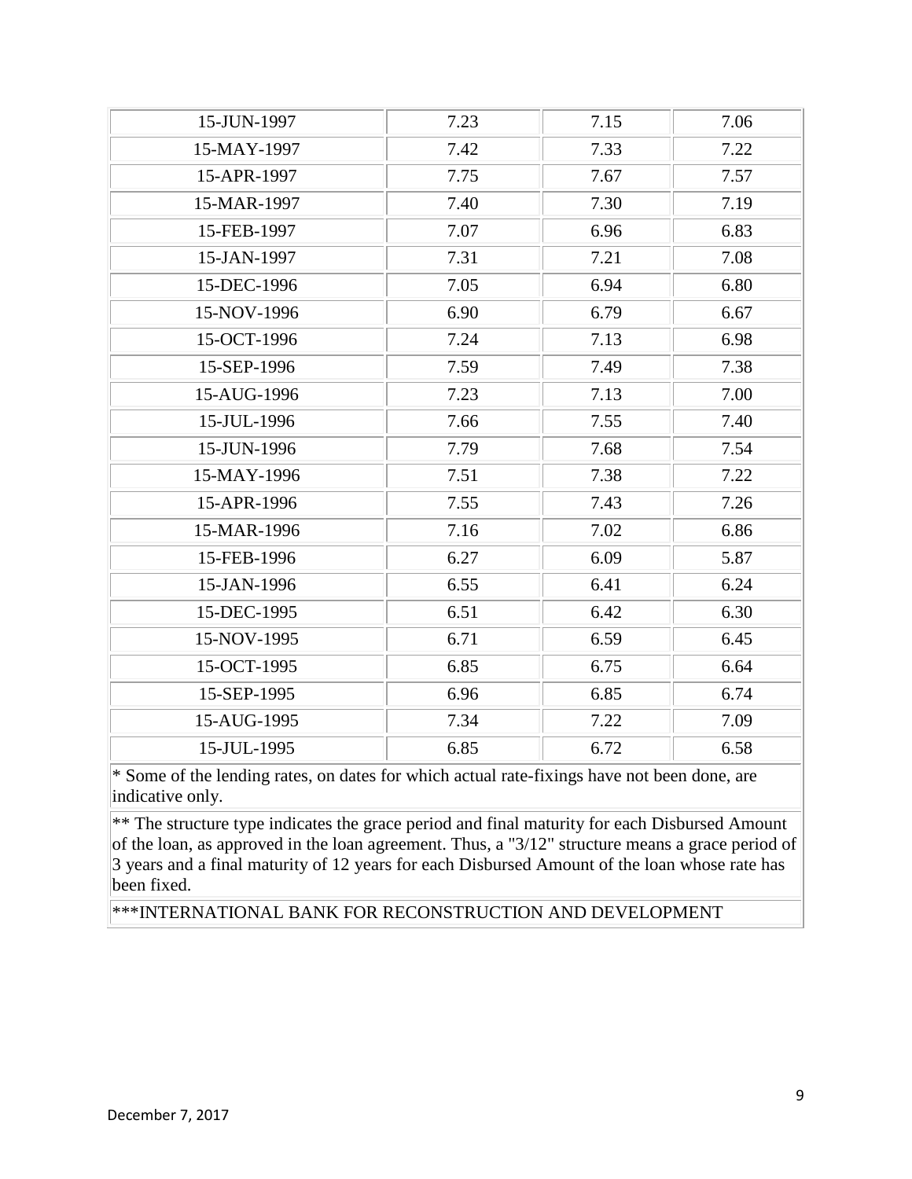| | | | |
|---|---|---|---|
| 15-JUN-1997 | 7.23 | 7.15 | 7.06 |
| 15-MAY-1997 | 7.42 | 7.33 | 7.22 |
| 15-APR-1997 | 7.75 | 7.67 | 7.57 |
| 15-MAR-1997 | 7.40 | 7.30 | 7.19 |
| 15-FEB-1997 | 7.07 | 6.96 | 6.83 |
| 15-JAN-1997 | 7.31 | 7.21 | 7.08 |
| 15-DEC-1996 | 7.05 | 6.94 | 6.80 |
| 15-NOV-1996 | 6.90 | 6.79 | 6.67 |
| 15-OCT-1996 | 7.24 | 7.13 | 6.98 |
| 15-SEP-1996 | 7.59 | 7.49 | 7.38 |
| 15-AUG-1996 | 7.23 | 7.13 | 7.00 |
| 15-JUL-1996 | 7.66 | 7.55 | 7.40 |
| 15-JUN-1996 | 7.79 | 7.68 | 7.54 |
| 15-MAY-1996 | 7.51 | 7.38 | 7.22 |
| 15-APR-1996 | 7.55 | 7.43 | 7.26 |
| 15-MAR-1996 | 7.16 | 7.02 | 6.86 |
| 15-FEB-1996 | 6.27 | 6.09 | 5.87 |
| 15-JAN-1996 | 6.55 | 6.41 | 6.24 |
| 15-DEC-1995 | 6.51 | 6.42 | 6.30 |
| 15-NOV-1995 | 6.71 | 6.59 | 6.45 |
| 15-OCT-1995 | 6.85 | 6.75 | 6.64 |
| 15-SEP-1995 | 6.96 | 6.85 | 6.74 |
| 15-AUG-1995 | 7.34 | 7.22 | 7.09 |
| 15-JUL-1995 | 6.85 | 6.72 | 6.58 |

* Some of the lending rates, on dates for which actual rate-fixings have not been done, are indicative only.

** The structure type indicates the grace period and final maturity for each Disbursed Amount of the loan, as approved in the loan agreement. Thus, a "3/12" structure means a grace period of 3 years and a final maturity of 12 years for each Disbursed Amount of the loan whose rate has been fixed.

***INTERNATIONAL BANK FOR RECONSTRUCTION AND DEVELOPMENT

December 7, 2017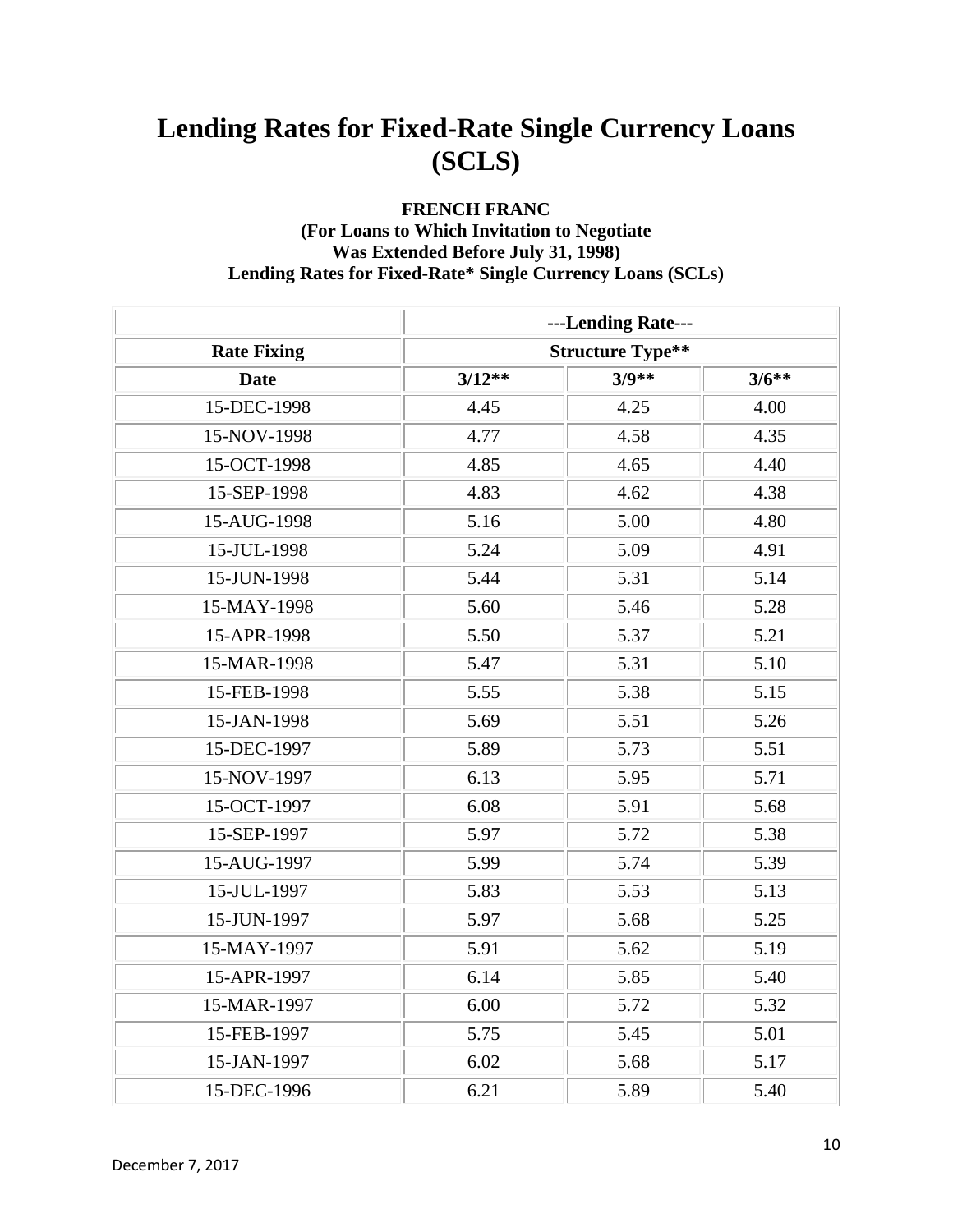# Lending Rates for Fixed-Rate Single Currency Loans (SCLS)

**FRENCH FRANC**
**(For Loans to Which Invitation to Negotiate Was Extended Before July 31, 1998)**
**Lending Rates for Fixed-Rate* Single Currency Loans (SCLs)**

| | ---Lending Rate--- | | |
|---|---|---|---|
| **Rate Fixing** | **Structure Type**** | | |
| **Date** | **3/12**** | **3/9**** | **3/6**** |
| 15-DEC-1998 | 4.45 | 4.25 | 4.00 |
| 15-NOV-1998 | 4.77 | 4.58 | 4.35 |
| 15-OCT-1998 | 4.85 | 4.65 | 4.40 |
| 15-SEP-1998 | 4.83 | 4.62 | 4.38 |
| 15-AUG-1998 | 5.16 | 5.00 | 4.80 |
| 15-JUL-1998 | 5.24 | 5.09 | 4.91 |
| 15-JUN-1998 | 5.44 | 5.31 | 5.14 |
| 15-MAY-1998 | 5.60 | 5.46 | 5.28 |
| 15-APR-1998 | 5.50 | 5.37 | 5.21 |
| 15-MAR-1998 | 5.47 | 5.31 | 5.10 |
| 15-FEB-1998 | 5.55 | 5.38 | 5.15 |
| 15-JAN-1998 | 5.69 | 5.51 | 5.26 |
| 15-DEC-1997 | 5.89 | 5.73 | 5.51 |
| 15-NOV-1997 | 6.13 | 5.95 | 5.71 |
| 15-OCT-1997 | 6.08 | 5.91 | 5.68 |
| 15-SEP-1997 | 5.97 | 5.72 | 5.38 |
| 15-AUG-1997 | 5.99 | 5.74 | 5.39 |
| 15-JUL-1997 | 5.83 | 5.53 | 5.13 |
| 15-JUN-1997 | 5.97 | 5.68 | 5.25 |
| 15-MAY-1997 | 5.91 | 5.62 | 5.19 |
| 15-APR-1997 | 6.14 | 5.85 | 5.40 |
| 15-MAR-1997 | 6.00 | 5.72 | 5.32 |
| 15-FEB-1997 | 5.75 | 5.45 | 5.01 |
| 15-JAN-1997 | 6.02 | 5.68 | 5.17 |
| 15-DEC-1996 | 6.21 | 5.89 | 5.40 |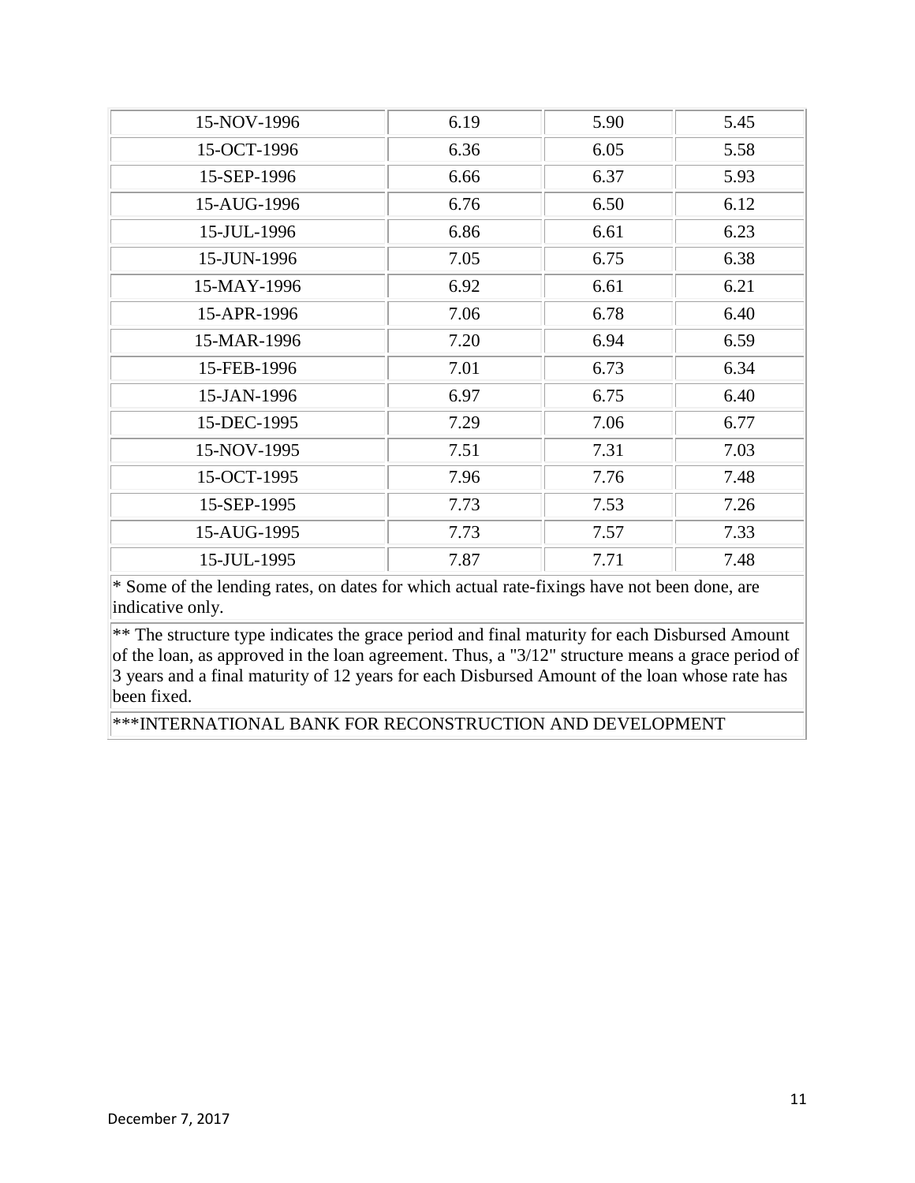| | | | |
|---|---|---|---|
| 15-NOV-1996 | 6.19 | 5.90 | 5.45 |
| 15-OCT-1996 | 6.36 | 6.05 | 5.58 |
| 15-SEP-1996 | 6.66 | 6.37 | 5.93 |
| 15-AUG-1996 | 6.76 | 6.50 | 6.12 |
| 15-JUL-1996 | 6.86 | 6.61 | 6.23 |
| 15-JUN-1996 | 7.05 | 6.75 | 6.38 |
| 15-MAY-1996 | 6.92 | 6.61 | 6.21 |
| 15-APR-1996 | 7.06 | 6.78 | 6.40 |
| 15-MAR-1996 | 7.20 | 6.94 | 6.59 |
| 15-FEB-1996 | 7.01 | 6.73 | 6.34 |
| 15-JAN-1996 | 6.97 | 6.75 | 6.40 |
| 15-DEC-1995 | 7.29 | 7.06 | 6.77 |
| 15-NOV-1995 | 7.51 | 7.31 | 7.03 |
| 15-OCT-1995 | 7.96 | 7.76 | 7.48 |
| 15-SEP-1995 | 7.73 | 7.53 | 7.26 |
| 15-AUG-1995 | 7.73 | 7.57 | 7.33 |
| 15-JUL-1995 | 7.87 | 7.71 | 7.48 |

* Some of the lending rates, on dates for which actual rate-fixings have not been done, are indicative only.

** The structure type indicates the grace period and final maturity for each Disbursed Amount of the loan, as approved in the loan agreement. Thus, a "3/12" structure means a grace period of 3 years and a final maturity of 12 years for each Disbursed Amount of the loan whose rate has been fixed.

***INTERNATIONAL BANK FOR RECONSTRUCTION AND DEVELOPMENT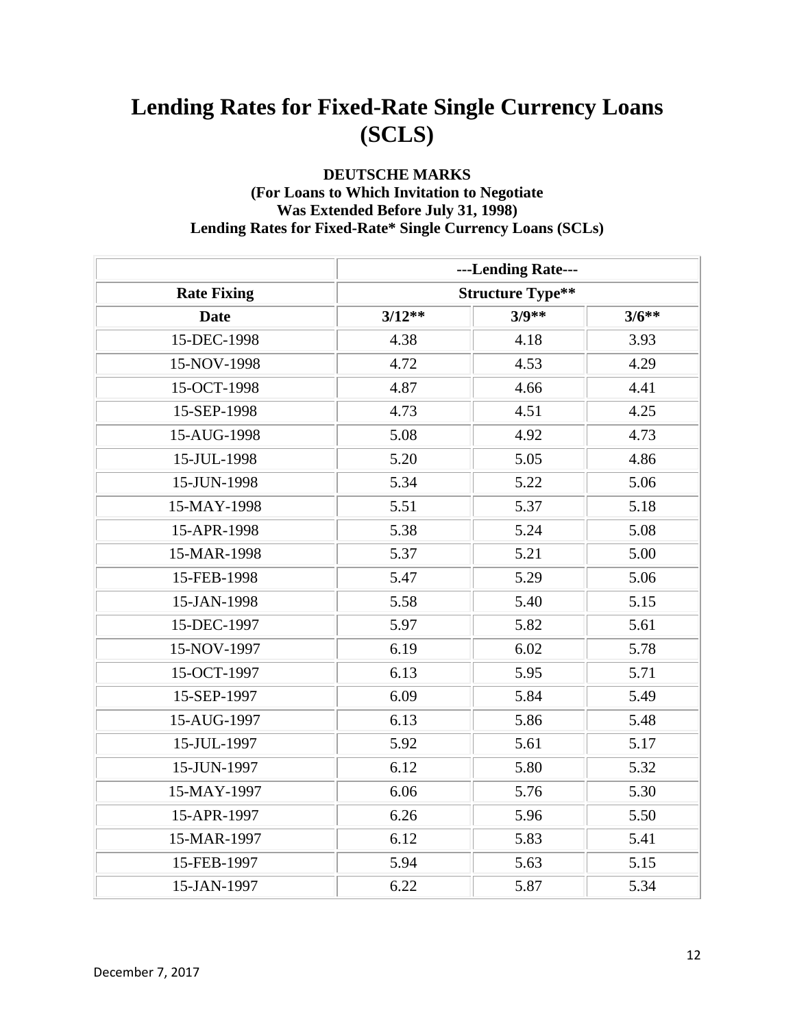# Lending Rates for Fixed-Rate Single Currency Loans (SCLS)

**DEUTSCHE MARKS**
**(For Loans to Which Invitation to Negotiate Was Extended Before July 31, 1998)**
**Lending Rates for Fixed-Rate* Single Currency Loans (SCLs)**

| | ---Lending Rate--- | | |
|---|---|---|---|
| **Rate Fixing** | **Structure Type**** | | |
| **Date** | **3/12**** | **3/9**** | **3/6**** |
| 15-DEC-1998 | 4.38 | 4.18 | 3.93 |
| 15-NOV-1998 | 4.72 | 4.53 | 4.29 |
| 15-OCT-1998 | 4.87 | 4.66 | 4.41 |
| 15-SEP-1998 | 4.73 | 4.51 | 4.25 |
| 15-AUG-1998 | 5.08 | 4.92 | 4.73 |
| 15-JUL-1998 | 5.20 | 5.05 | 4.86 |
| 15-JUN-1998 | 5.34 | 5.22 | 5.06 |
| 15-MAY-1998 | 5.51 | 5.37 | 5.18 |
| 15-APR-1998 | 5.38 | 5.24 | 5.08 |
| 15-MAR-1998 | 5.37 | 5.21 | 5.00 |
| 15-FEB-1998 | 5.47 | 5.29 | 5.06 |
| 15-JAN-1998 | 5.58 | 5.40 | 5.15 |
| 15-DEC-1997 | 5.97 | 5.82 | 5.61 |
| 15-NOV-1997 | 6.19 | 6.02 | 5.78 |
| 15-OCT-1997 | 6.13 | 5.95 | 5.71 |
| 15-SEP-1997 | 6.09 | 5.84 | 5.49 |
| 15-AUG-1997 | 6.13 | 5.86 | 5.48 |
| 15-JUL-1997 | 5.92 | 5.61 | 5.17 |
| 15-JUN-1997 | 6.12 | 5.80 | 5.32 |
| 15-MAY-1997 | 6.06 | 5.76 | 5.30 |
| 15-APR-1997 | 6.26 | 5.96 | 5.50 |
| 15-MAR-1997 | 6.12 | 5.83 | 5.41 |
| 15-FEB-1997 | 5.94 | 5.63 | 5.15 |
| 15-JAN-1997 | 6.22 | 5.87 | 5.34 |

December 7, 2017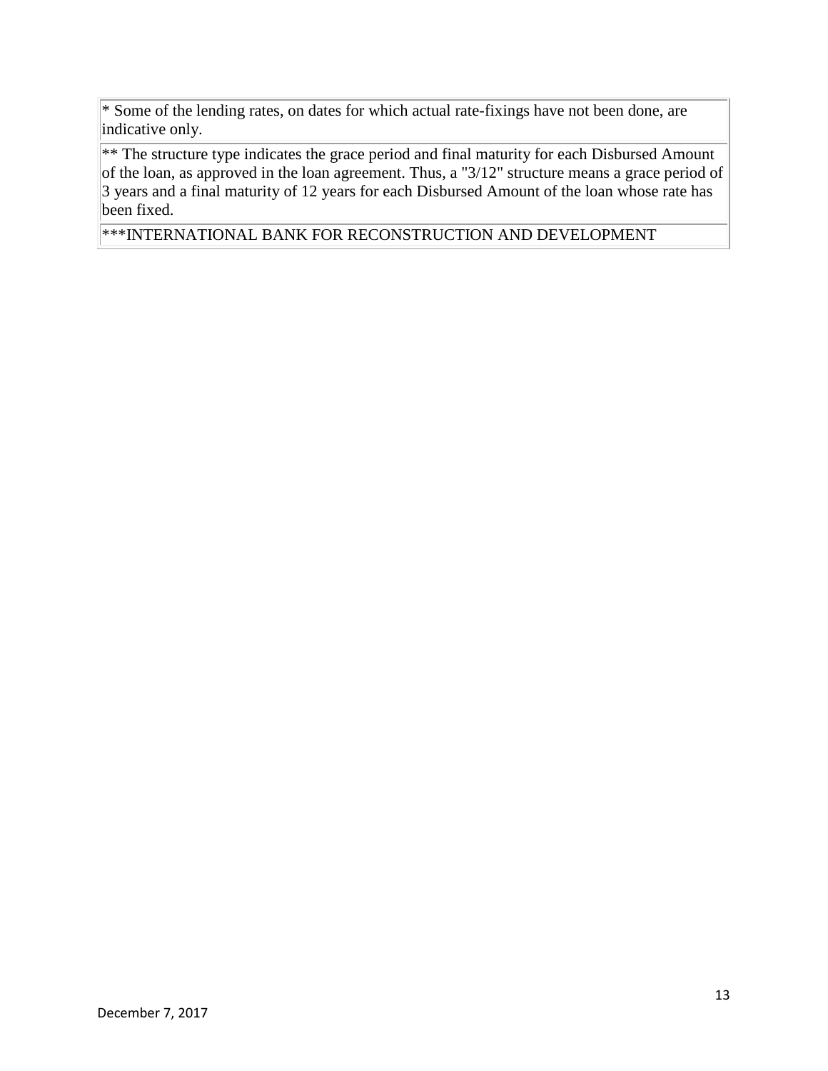* Some of the lending rates, on dates for which actual rate-fixings have not been done, are indicative only.

** The structure type indicates the grace period and final maturity for each Disbursed Amount of the loan, as approved in the loan agreement. Thus, a "3/12" structure means a grace period of 3 years and a final maturity of 12 years for each Disbursed Amount of the loan whose rate has been fixed.

***INTERNATIONAL BANK FOR RECONSTRUCTION AND DEVELOPMENT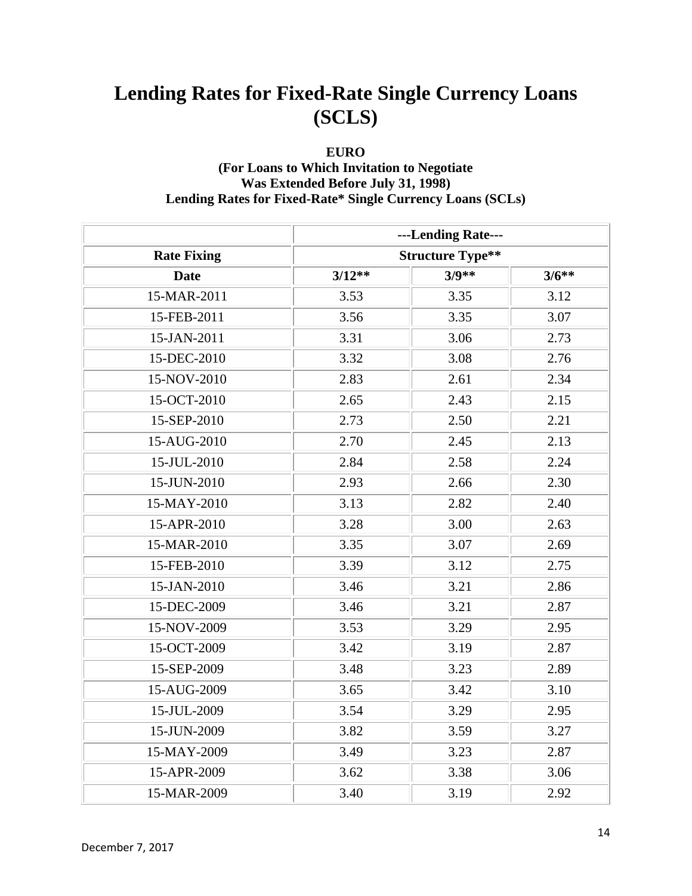# Lending Rates for Fixed-Rate Single Currency Loans (SCLS)

**EURO**
**(For Loans to Which Invitation to Negotiate Was Extended Before July 31, 1998)**
**Lending Rates for Fixed-Rate* Single Currency Loans (SCLs)**

| | ---Lending Rate--- | | |
|---|---|---|---|
| **Rate Fixing** | **Structure Type**** | | |
| **Date** | **3/12**** | **3/9**** | **3/6**** |
| 15-MAR-2011 | 3.53 | 3.35 | 3.12 |
| 15-FEB-2011 | 3.56 | 3.35 | 3.07 |
| 15-JAN-2011 | 3.31 | 3.06 | 2.73 |
| 15-DEC-2010 | 3.32 | 3.08 | 2.76 |
| 15-NOV-2010 | 2.83 | 2.61 | 2.34 |
| 15-OCT-2010 | 2.65 | 2.43 | 2.15 |
| 15-SEP-2010 | 2.73 | 2.50 | 2.21 |
| 15-AUG-2010 | 2.70 | 2.45 | 2.13 |
| 15-JUL-2010 | 2.84 | 2.58 | 2.24 |
| 15-JUN-2010 | 2.93 | 2.66 | 2.30 |
| 15-MAY-2010 | 3.13 | 2.82 | 2.40 |
| 15-APR-2010 | 3.28 | 3.00 | 2.63 |
| 15-MAR-2010 | 3.35 | 3.07 | 2.69 |
| 15-FEB-2010 | 3.39 | 3.12 | 2.75 |
| 15-JAN-2010 | 3.46 | 3.21 | 2.86 |
| 15-DEC-2009 | 3.46 | 3.21 | 2.87 |
| 15-NOV-2009 | 3.53 | 3.29 | 2.95 |
| 15-OCT-2009 | 3.42 | 3.19 | 2.87 |
| 15-SEP-2009 | 3.48 | 3.23 | 2.89 |
| 15-AUG-2009 | 3.65 | 3.42 | 3.10 |
| 15-JUL-2009 | 3.54 | 3.29 | 2.95 |
| 15-JUN-2009 | 3.82 | 3.59 | 3.27 |
| 15-MAY-2009 | 3.49 | 3.23 | 2.87 |
| 15-APR-2009 | 3.62 | 3.38 | 3.06 |
| 15-MAR-2009 | 3.40 | 3.19 | 2.92 |

December 7, 2017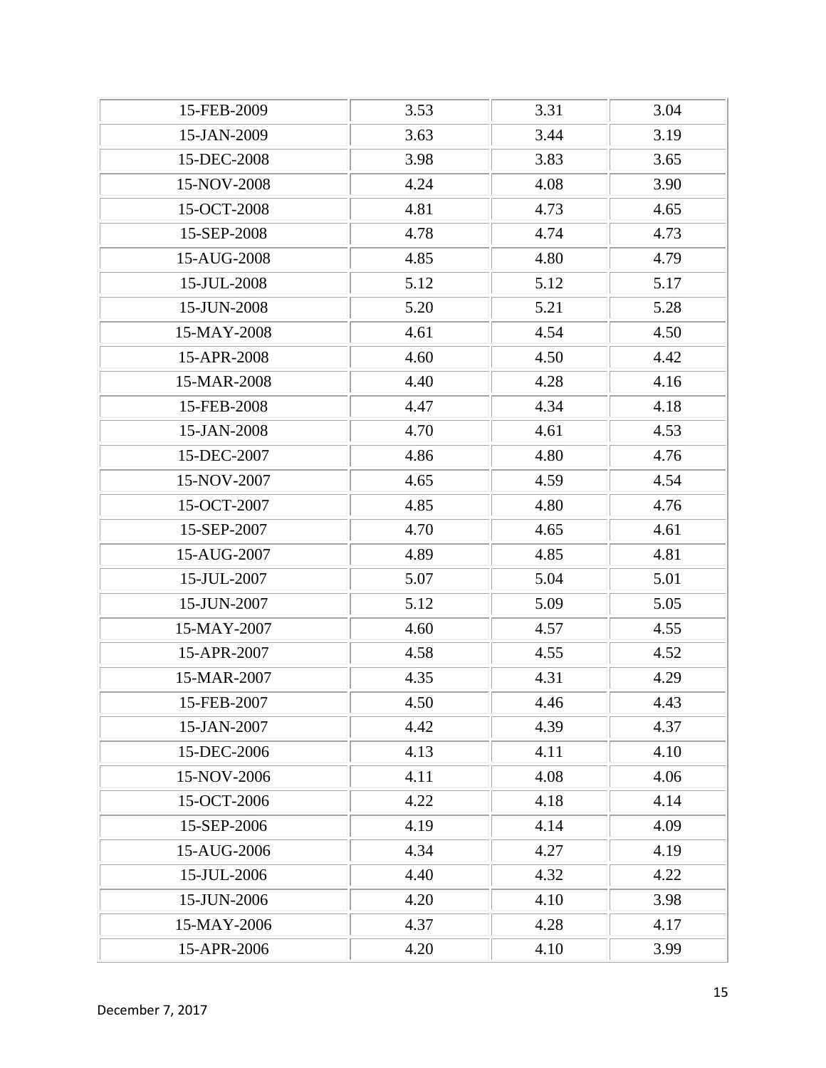| 15-FEB-2009 | 3.53 | 3.31 | 3.04 |
|---|---|---|---|
| 15-JAN-2009 | 3.63 | 3.44 | 3.19 |
| 15-DEC-2008 | 3.98 | 3.83 | 3.65 |
| 15-NOV-2008 | 4.24 | 4.08 | 3.90 |
| 15-OCT-2008 | 4.81 | 4.73 | 4.65 |
| 15-SEP-2008 | 4.78 | 4.74 | 4.73 |
| 15-AUG-2008 | 4.85 | 4.80 | 4.79 |
| 15-JUL-2008 | 5.12 | 5.12 | 5.17 |
| 15-JUN-2008 | 5.20 | 5.21 | 5.28 |
| 15-MAY-2008 | 4.61 | 4.54 | 4.50 |
| 15-APR-2008 | 4.60 | 4.50 | 4.42 |
| 15-MAR-2008 | 4.40 | 4.28 | 4.16 |
| 15-FEB-2008 | 4.47 | 4.34 | 4.18 |
| 15-JAN-2008 | 4.70 | 4.61 | 4.53 |
| 15-DEC-2007 | 4.86 | 4.80 | 4.76 |
| 15-NOV-2007 | 4.65 | 4.59 | 4.54 |
| 15-OCT-2007 | 4.85 | 4.80 | 4.76 |
| 15-SEP-2007 | 4.70 | 4.65 | 4.61 |
| 15-AUG-2007 | 4.89 | 4.85 | 4.81 |
| 15-JUL-2007 | 5.07 | 5.04 | 5.01 |
| 15-JUN-2007 | 5.12 | 5.09 | 5.05 |
| 15-MAY-2007 | 4.60 | 4.57 | 4.55 |
| 15-APR-2007 | 4.58 | 4.55 | 4.52 |
| 15-MAR-2007 | 4.35 | 4.31 | 4.29 |
| 15-FEB-2007 | 4.50 | 4.46 | 4.43 |
| 15-JAN-2007 | 4.42 | 4.39 | 4.37 |
| 15-DEC-2006 | 4.13 | 4.11 | 4.10 |
| 15-NOV-2006 | 4.11 | 4.08 | 4.06 |
| 15-OCT-2006 | 4.22 | 4.18 | 4.14 |
| 15-SEP-2006 | 4.19 | 4.14 | 4.09 |
| 15-AUG-2006 | 4.34 | 4.27 | 4.19 |
| 15-JUL-2006 | 4.40 | 4.32 | 4.22 |
| 15-JUN-2006 | 4.20 | 4.10 | 3.98 |
| 15-MAY-2006 | 4.37 | 4.28 | 4.17 |
| 15-APR-2006 | 4.20 | 4.10 | 3.99 |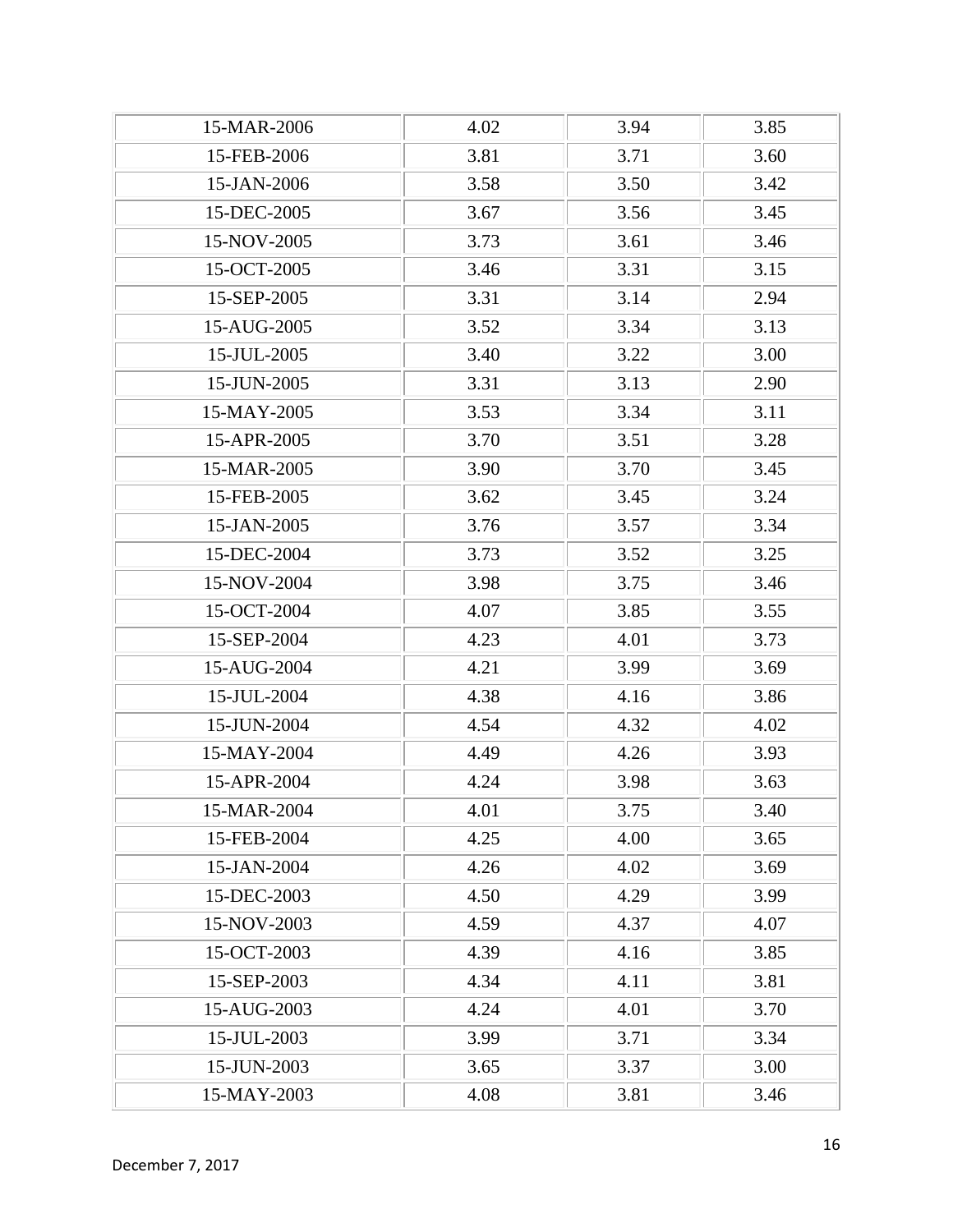| | | | |
|---|---|---|---|
| 15-MAR-2006 | 4.02 | 3.94 | 3.85 |
| 15-FEB-2006 | 3.81 | 3.71 | 3.60 |
| 15-JAN-2006 | 3.58 | 3.50 | 3.42 |
| 15-DEC-2005 | 3.67 | 3.56 | 3.45 |
| 15-NOV-2005 | 3.73 | 3.61 | 3.46 |
| 15-OCT-2005 | 3.46 | 3.31 | 3.15 |
| 15-SEP-2005 | 3.31 | 3.14 | 2.94 |
| 15-AUG-2005 | 3.52 | 3.34 | 3.13 |
| 15-JUL-2005 | 3.40 | 3.22 | 3.00 |
| 15-JUN-2005 | 3.31 | 3.13 | 2.90 |
| 15-MAY-2005 | 3.53 | 3.34 | 3.11 |
| 15-APR-2005 | 3.70 | 3.51 | 3.28 |
| 15-MAR-2005 | 3.90 | 3.70 | 3.45 |
| 15-FEB-2005 | 3.62 | 3.45 | 3.24 |
| 15-JAN-2005 | 3.76 | 3.57 | 3.34 |
| 15-DEC-2004 | 3.73 | 3.52 | 3.25 |
| 15-NOV-2004 | 3.98 | 3.75 | 3.46 |
| 15-OCT-2004 | 4.07 | 3.85 | 3.55 |
| 15-SEP-2004 | 4.23 | 4.01 | 3.73 |
| 15-AUG-2004 | 4.21 | 3.99 | 3.69 |
| 15-JUL-2004 | 4.38 | 4.16 | 3.86 |
| 15-JUN-2004 | 4.54 | 4.32 | 4.02 |
| 15-MAY-2004 | 4.49 | 4.26 | 3.93 |
| 15-APR-2004 | 4.24 | 3.98 | 3.63 |
| 15-MAR-2004 | 4.01 | 3.75 | 3.40 |
| 15-FEB-2004 | 4.25 | 4.00 | 3.65 |
| 15-JAN-2004 | 4.26 | 4.02 | 3.69 |
| 15-DEC-2003 | 4.50 | 4.29 | 3.99 |
| 15-NOV-2003 | 4.59 | 4.37 | 4.07 |
| 15-OCT-2003 | 4.39 | 4.16 | 3.85 |
| 15-SEP-2003 | 4.34 | 4.11 | 3.81 |
| 15-AUG-2003 | 4.24 | 4.01 | 3.70 |
| 15-JUL-2003 | 3.99 | 3.71 | 3.34 |
| 15-JUN-2003 | 3.65 | 3.37 | 3.00 |
| 15-MAY-2003 | 4.08 | 3.81 | 3.46 |

December 7, 2017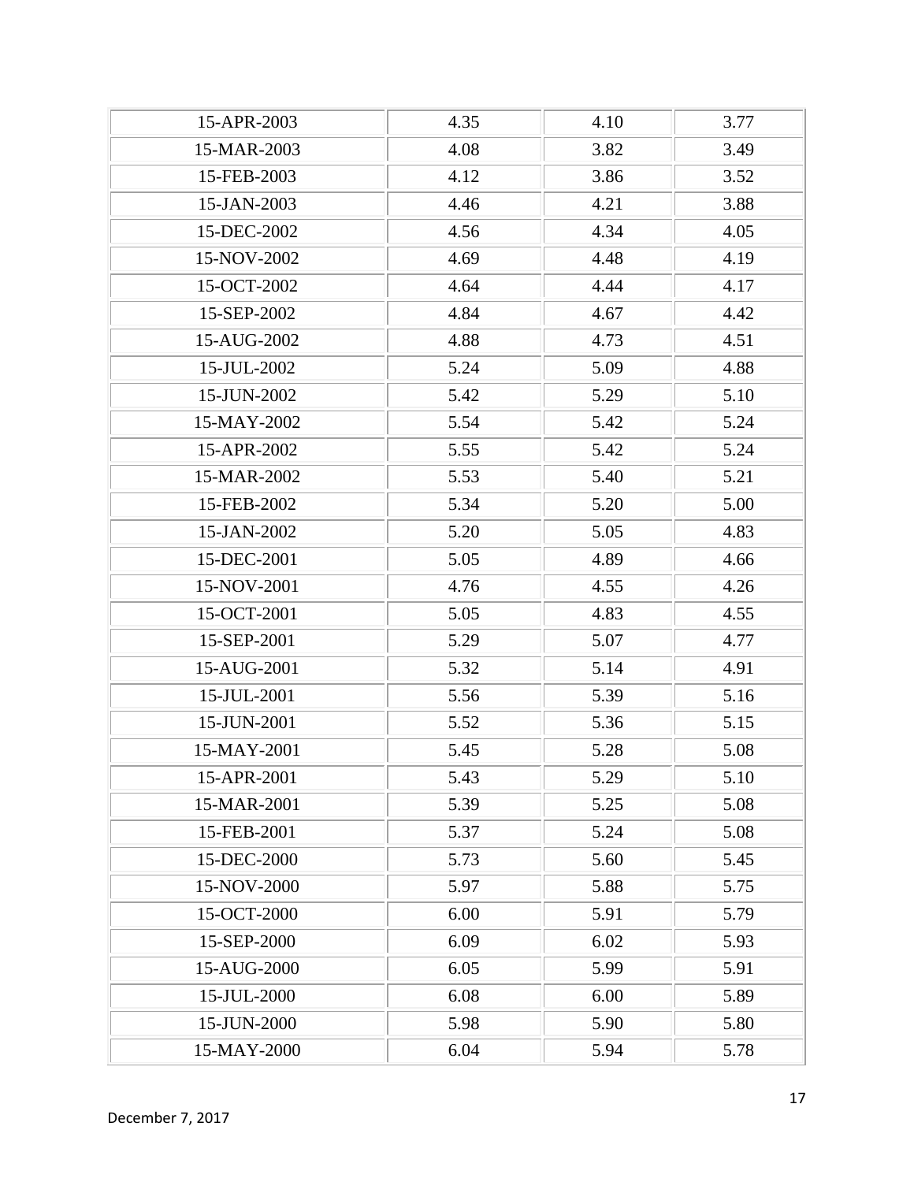| | | | |
|---|---|---|---|
| 15-APR-2003 | 4.35 | 4.10 | 3.77 |
| 15-MAR-2003 | 4.08 | 3.82 | 3.49 |
| 15-FEB-2003 | 4.12 | 3.86 | 3.52 |
| 15-JAN-2003 | 4.46 | 4.21 | 3.88 |
| 15-DEC-2002 | 4.56 | 4.34 | 4.05 |
| 15-NOV-2002 | 4.69 | 4.48 | 4.19 |
| 15-OCT-2002 | 4.64 | 4.44 | 4.17 |
| 15-SEP-2002 | 4.84 | 4.67 | 4.42 |
| 15-AUG-2002 | 4.88 | 4.73 | 4.51 |
| 15-JUL-2002 | 5.24 | 5.09 | 4.88 |
| 15-JUN-2002 | 5.42 | 5.29 | 5.10 |
| 15-MAY-2002 | 5.54 | 5.42 | 5.24 |
| 15-APR-2002 | 5.55 | 5.42 | 5.24 |
| 15-MAR-2002 | 5.53 | 5.40 | 5.21 |
| 15-FEB-2002 | 5.34 | 5.20 | 5.00 |
| 15-JAN-2002 | 5.20 | 5.05 | 4.83 |
| 15-DEC-2001 | 5.05 | 4.89 | 4.66 |
| 15-NOV-2001 | 4.76 | 4.55 | 4.26 |
| 15-OCT-2001 | 5.05 | 4.83 | 4.55 |
| 15-SEP-2001 | 5.29 | 5.07 | 4.77 |
| 15-AUG-2001 | 5.32 | 5.14 | 4.91 |
| 15-JUL-2001 | 5.56 | 5.39 | 5.16 |
| 15-JUN-2001 | 5.52 | 5.36 | 5.15 |
| 15-MAY-2001 | 5.45 | 5.28 | 5.08 |
| 15-APR-2001 | 5.43 | 5.29 | 5.10 |
| 15-MAR-2001 | 5.39 | 5.25 | 5.08 |
| 15-FEB-2001 | 5.37 | 5.24 | 5.08 |
| 15-DEC-2000 | 5.73 | 5.60 | 5.45 |
| 15-NOV-2000 | 5.97 | 5.88 | 5.75 |
| 15-OCT-2000 | 6.00 | 5.91 | 5.79 |
| 15-SEP-2000 | 6.09 | 6.02 | 5.93 |
| 15-AUG-2000 | 6.05 | 5.99 | 5.91 |
| 15-JUL-2000 | 6.08 | 6.00 | 5.89 |
| 15-JUN-2000 | 5.98 | 5.90 | 5.80 |
| 15-MAY-2000 | 6.04 | 5.94 | 5.78 |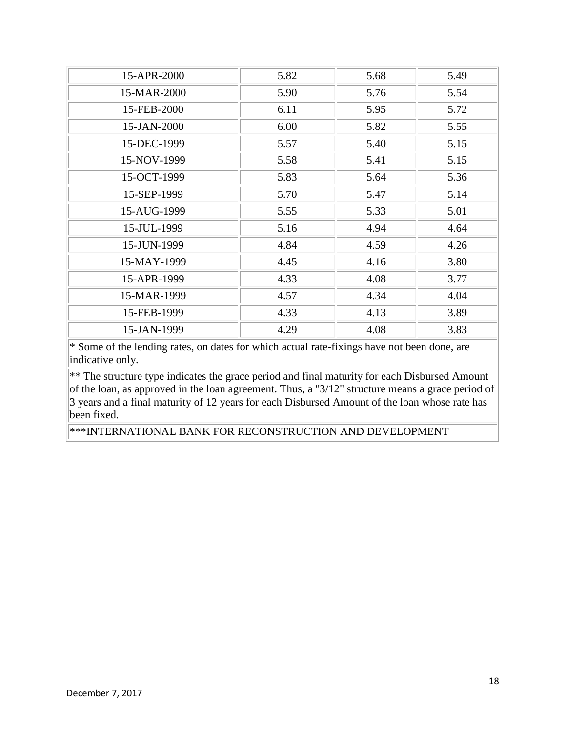| | | | |
|---|---|---|---|
| 15-APR-2000 | 5.82 | 5.68 | 5.49 |
| 15-MAR-2000 | 5.90 | 5.76 | 5.54 |
| 15-FEB-2000 | 6.11 | 5.95 | 5.72 |
| 15-JAN-2000 | 6.00 | 5.82 | 5.55 |
| 15-DEC-1999 | 5.57 | 5.40 | 5.15 |
| 15-NOV-1999 | 5.58 | 5.41 | 5.15 |
| 15-OCT-1999 | 5.83 | 5.64 | 5.36 |
| 15-SEP-1999 | 5.70 | 5.47 | 5.14 |
| 15-AUG-1999 | 5.55 | 5.33 | 5.01 |
| 15-JUL-1999 | 5.16 | 4.94 | 4.64 |
| 15-JUN-1999 | 4.84 | 4.59 | 4.26 |
| 15-MAY-1999 | 4.45 | 4.16 | 3.80 |
| 15-APR-1999 | 4.33 | 4.08 | 3.77 |
| 15-MAR-1999 | 4.57 | 4.34 | 4.04 |
| 15-FEB-1999 | 4.33 | 4.13 | 3.89 |
| 15-JAN-1999 | 4.29 | 4.08 | 3.83 |

* Some of the lending rates, on dates for which actual rate-fixings have not been done, are indicative only.

** The structure type indicates the grace period and final maturity for each Disbursed Amount of the loan, as approved in the loan agreement. Thus, a "3/12" structure means a grace period of 3 years and a final maturity of 12 years for each Disbursed Amount of the loan whose rate has been fixed.

***INTERNATIONAL BANK FOR RECONSTRUCTION AND DEVELOPMENT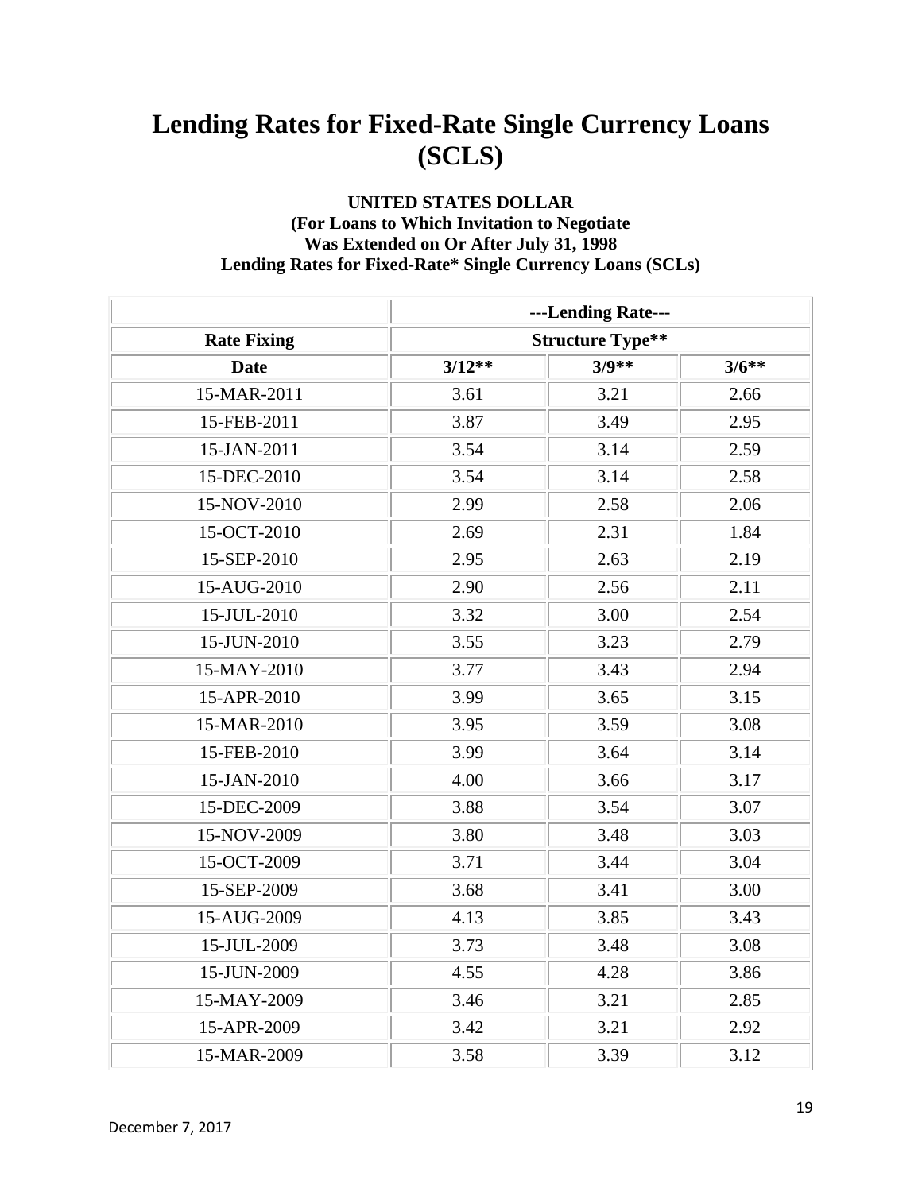# Lending Rates for Fixed-Rate Single Currency Loans (SCLS)

**UNITED STATES DOLLAR**
**(For Loans to Which Invitation to Negotiate**
**Was Extended on Or After July 31, 1998**
**Lending Rates for Fixed-Rate* Single Currency Loans (SCLs)**

| | ---Lending Rate--- | | |
|---|---|---|---|
| **Rate Fixing** | **Structure Type**** | | |
| **Date** | **3/12**** | **3/9**** | **3/6**** |
| 15-MAR-2011 | 3.61 | 3.21 | 2.66 |
| 15-FEB-2011 | 3.87 | 3.49 | 2.95 |
| 15-JAN-2011 | 3.54 | 3.14 | 2.59 |
| 15-DEC-2010 | 3.54 | 3.14 | 2.58 |
| 15-NOV-2010 | 2.99 | 2.58 | 2.06 |
| 15-OCT-2010 | 2.69 | 2.31 | 1.84 |
| 15-SEP-2010 | 2.95 | 2.63 | 2.19 |
| 15-AUG-2010 | 2.90 | 2.56 | 2.11 |
| 15-JUL-2010 | 3.32 | 3.00 | 2.54 |
| 15-JUN-2010 | 3.55 | 3.23 | 2.79 |
| 15-MAY-2010 | 3.77 | 3.43 | 2.94 |
| 15-APR-2010 | 3.99 | 3.65 | 3.15 |
| 15-MAR-2010 | 3.95 | 3.59 | 3.08 |
| 15-FEB-2010 | 3.99 | 3.64 | 3.14 |
| 15-JAN-2010 | 4.00 | 3.66 | 3.17 |
| 15-DEC-2009 | 3.88 | 3.54 | 3.07 |
| 15-NOV-2009 | 3.80 | 3.48 | 3.03 |
| 15-OCT-2009 | 3.71 | 3.44 | 3.04 |
| 15-SEP-2009 | 3.68 | 3.41 | 3.00 |
| 15-AUG-2009 | 4.13 | 3.85 | 3.43 |
| 15-JUL-2009 | 3.73 | 3.48 | 3.08 |
| 15-JUN-2009 | 4.55 | 4.28 | 3.86 |
| 15-MAY-2009 | 3.46 | 3.21 | 2.85 |
| 15-APR-2009 | 3.42 | 3.21 | 2.92 |
| 15-MAR-2009 | 3.58 | 3.39 | 3.12 |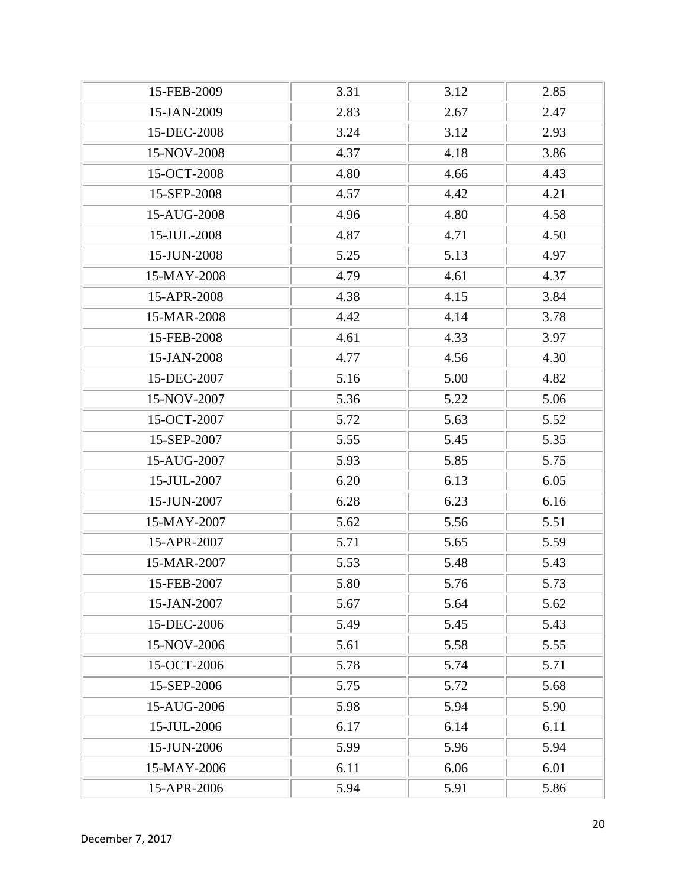| | | | |
|---|---|---|---|
| 15-FEB-2009 | 3.31 | 3.12 | 2.85 |
| 15-JAN-2009 | 2.83 | 2.67 | 2.47 |
| 15-DEC-2008 | 3.24 | 3.12 | 2.93 |
| 15-NOV-2008 | 4.37 | 4.18 | 3.86 |
| 15-OCT-2008 | 4.80 | 4.66 | 4.43 |
| 15-SEP-2008 | 4.57 | 4.42 | 4.21 |
| 15-AUG-2008 | 4.96 | 4.80 | 4.58 |
| 15-JUL-2008 | 4.87 | 4.71 | 4.50 |
| 15-JUN-2008 | 5.25 | 5.13 | 4.97 |
| 15-MAY-2008 | 4.79 | 4.61 | 4.37 |
| 15-APR-2008 | 4.38 | 4.15 | 3.84 |
| 15-MAR-2008 | 4.42 | 4.14 | 3.78 |
| 15-FEB-2008 | 4.61 | 4.33 | 3.97 |
| 15-JAN-2008 | 4.77 | 4.56 | 4.30 |
| 15-DEC-2007 | 5.16 | 5.00 | 4.82 |
| 15-NOV-2007 | 5.36 | 5.22 | 5.06 |
| 15-OCT-2007 | 5.72 | 5.63 | 5.52 |
| 15-SEP-2007 | 5.55 | 5.45 | 5.35 |
| 15-AUG-2007 | 5.93 | 5.85 | 5.75 |
| 15-JUL-2007 | 6.20 | 6.13 | 6.05 |
| 15-JUN-2007 | 6.28 | 6.23 | 6.16 |
| 15-MAY-2007 | 5.62 | 5.56 | 5.51 |
| 15-APR-2007 | 5.71 | 5.65 | 5.59 |
| 15-MAR-2007 | 5.53 | 5.48 | 5.43 |
| 15-FEB-2007 | 5.80 | 5.76 | 5.73 |
| 15-JAN-2007 | 5.67 | 5.64 | 5.62 |
| 15-DEC-2006 | 5.49 | 5.45 | 5.43 |
| 15-NOV-2006 | 5.61 | 5.58 | 5.55 |
| 15-OCT-2006 | 5.78 | 5.74 | 5.71 |
| 15-SEP-2006 | 5.75 | 5.72 | 5.68 |
| 15-AUG-2006 | 5.98 | 5.94 | 5.90 |
| 15-JUL-2006 | 6.17 | 6.14 | 6.11 |
| 15-JUN-2006 | 5.99 | 5.96 | 5.94 |
| 15-MAY-2006 | 6.11 | 6.06 | 6.01 |
| 15-APR-2006 | 5.94 | 5.91 | 5.86 |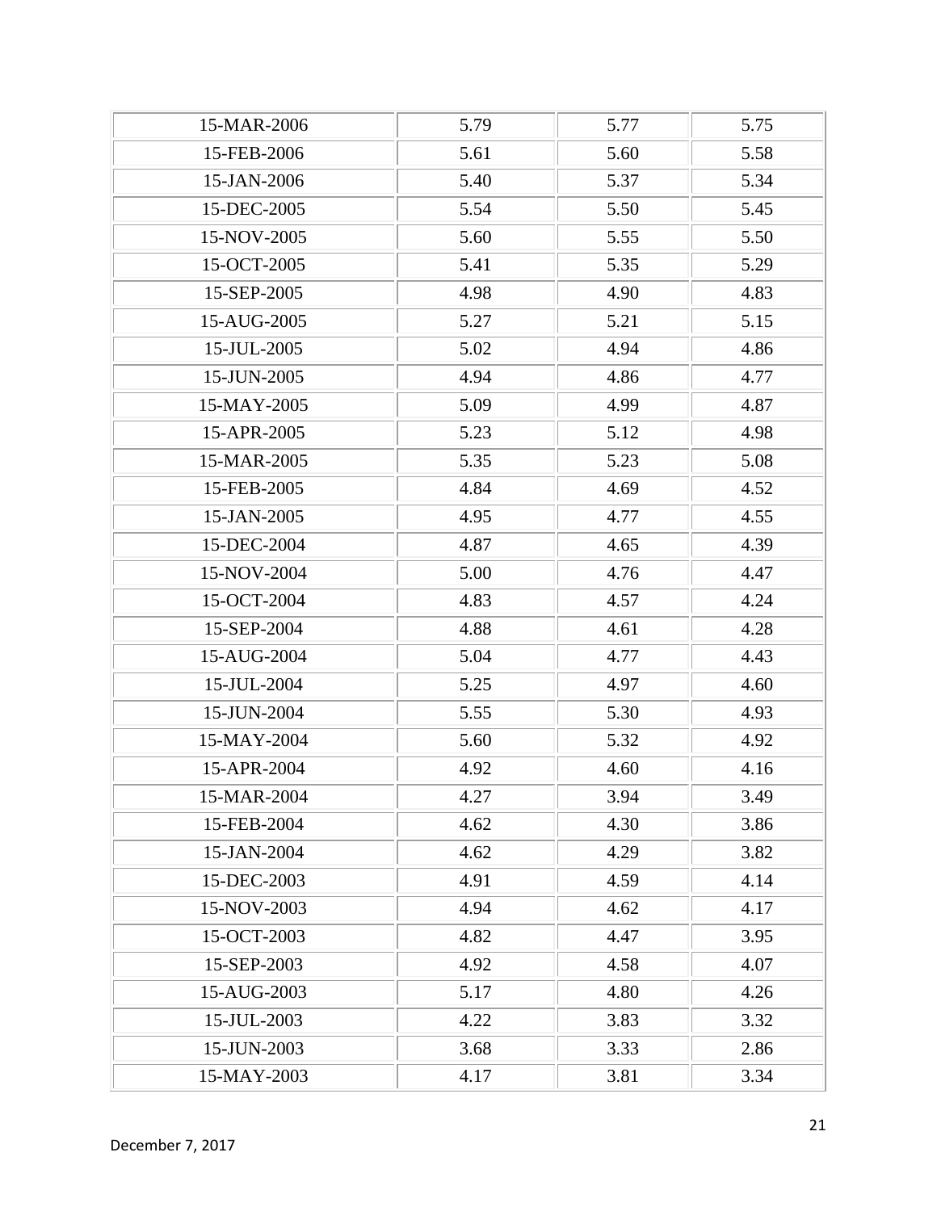| | | | |
|---|---|---|---|
| 15-MAR-2006 | 5.79 | 5.77 | 5.75 |
| 15-FEB-2006 | 5.61 | 5.60 | 5.58 |
| 15-JAN-2006 | 5.40 | 5.37 | 5.34 |
| 15-DEC-2005 | 5.54 | 5.50 | 5.45 |
| 15-NOV-2005 | 5.60 | 5.55 | 5.50 |
| 15-OCT-2005 | 5.41 | 5.35 | 5.29 |
| 15-SEP-2005 | 4.98 | 4.90 | 4.83 |
| 15-AUG-2005 | 5.27 | 5.21 | 5.15 |
| 15-JUL-2005 | 5.02 | 4.94 | 4.86 |
| 15-JUN-2005 | 4.94 | 4.86 | 4.77 |
| 15-MAY-2005 | 5.09 | 4.99 | 4.87 |
| 15-APR-2005 | 5.23 | 5.12 | 4.98 |
| 15-MAR-2005 | 5.35 | 5.23 | 5.08 |
| 15-FEB-2005 | 4.84 | 4.69 | 4.52 |
| 15-JAN-2005 | 4.95 | 4.77 | 4.55 |
| 15-DEC-2004 | 4.87 | 4.65 | 4.39 |
| 15-NOV-2004 | 5.00 | 4.76 | 4.47 |
| 15-OCT-2004 | 4.83 | 4.57 | 4.24 |
| 15-SEP-2004 | 4.88 | 4.61 | 4.28 |
| 15-AUG-2004 | 5.04 | 4.77 | 4.43 |
| 15-JUL-2004 | 5.25 | 4.97 | 4.60 |
| 15-JUN-2004 | 5.55 | 5.30 | 4.93 |
| 15-MAY-2004 | 5.60 | 5.32 | 4.92 |
| 15-APR-2004 | 4.92 | 4.60 | 4.16 |
| 15-MAR-2004 | 4.27 | 3.94 | 3.49 |
| 15-FEB-2004 | 4.62 | 4.30 | 3.86 |
| 15-JAN-2004 | 4.62 | 4.29 | 3.82 |
| 15-DEC-2003 | 4.91 | 4.59 | 4.14 |
| 15-NOV-2003 | 4.94 | 4.62 | 4.17 |
| 15-OCT-2003 | 4.82 | 4.47 | 3.95 |
| 15-SEP-2003 | 4.92 | 4.58 | 4.07 |
| 15-AUG-2003 | 5.17 | 4.80 | 4.26 |
| 15-JUL-2003 | 4.22 | 3.83 | 3.32 |
| 15-JUN-2003 | 3.68 | 3.33 | 2.86 |
| 15-MAY-2003 | 4.17 | 3.81 | 3.34 |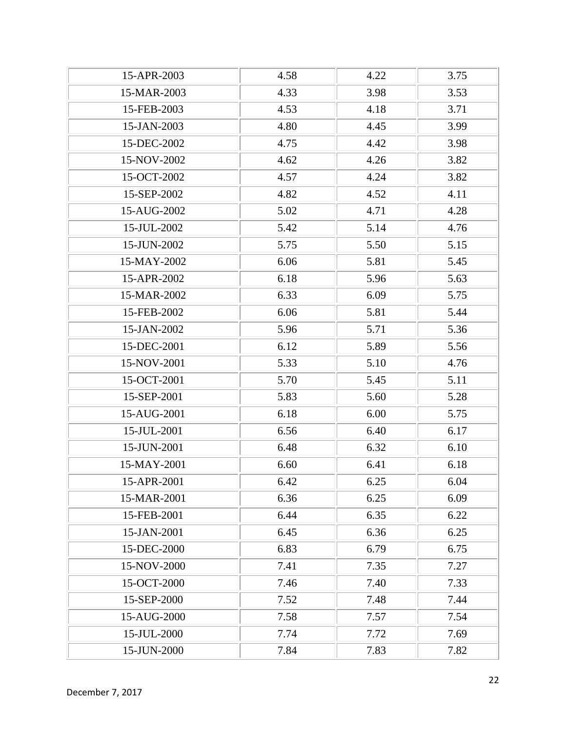| | | | |
|---|---|---|---|
| 15-APR-2003 | 4.58 | 4.22 | 3.75 |
| 15-MAR-2003 | 4.33 | 3.98 | 3.53 |
| 15-FEB-2003 | 4.53 | 4.18 | 3.71 |
| 15-JAN-2003 | 4.80 | 4.45 | 3.99 |
| 15-DEC-2002 | 4.75 | 4.42 | 3.98 |
| 15-NOV-2002 | 4.62 | 4.26 | 3.82 |
| 15-OCT-2002 | 4.57 | 4.24 | 3.82 |
| 15-SEP-2002 | 4.82 | 4.52 | 4.11 |
| 15-AUG-2002 | 5.02 | 4.71 | 4.28 |
| 15-JUL-2002 | 5.42 | 5.14 | 4.76 |
| 15-JUN-2002 | 5.75 | 5.50 | 5.15 |
| 15-MAY-2002 | 6.06 | 5.81 | 5.45 |
| 15-APR-2002 | 6.18 | 5.96 | 5.63 |
| 15-MAR-2002 | 6.33 | 6.09 | 5.75 |
| 15-FEB-2002 | 6.06 | 5.81 | 5.44 |
| 15-JAN-2002 | 5.96 | 5.71 | 5.36 |
| 15-DEC-2001 | 6.12 | 5.89 | 5.56 |
| 15-NOV-2001 | 5.33 | 5.10 | 4.76 |
| 15-OCT-2001 | 5.70 | 5.45 | 5.11 |
| 15-SEP-2001 | 5.83 | 5.60 | 5.28 |
| 15-AUG-2001 | 6.18 | 6.00 | 5.75 |
| 15-JUL-2001 | 6.56 | 6.40 | 6.17 |
| 15-JUN-2001 | 6.48 | 6.32 | 6.10 |
| 15-MAY-2001 | 6.60 | 6.41 | 6.18 |
| 15-APR-2001 | 6.42 | 6.25 | 6.04 |
| 15-MAR-2001 | 6.36 | 6.25 | 6.09 |
| 15-FEB-2001 | 6.44 | 6.35 | 6.22 |
| 15-JAN-2001 | 6.45 | 6.36 | 6.25 |
| 15-DEC-2000 | 6.83 | 6.79 | 6.75 |
| 15-NOV-2000 | 7.41 | 7.35 | 7.27 |
| 15-OCT-2000 | 7.46 | 7.40 | 7.33 |
| 15-SEP-2000 | 7.52 | 7.48 | 7.44 |
| 15-AUG-2000 | 7.58 | 7.57 | 7.54 |
| 15-JUL-2000 | 7.74 | 7.72 | 7.69 |
| 15-JUN-2000 | 7.84 | 7.83 | 7.82 |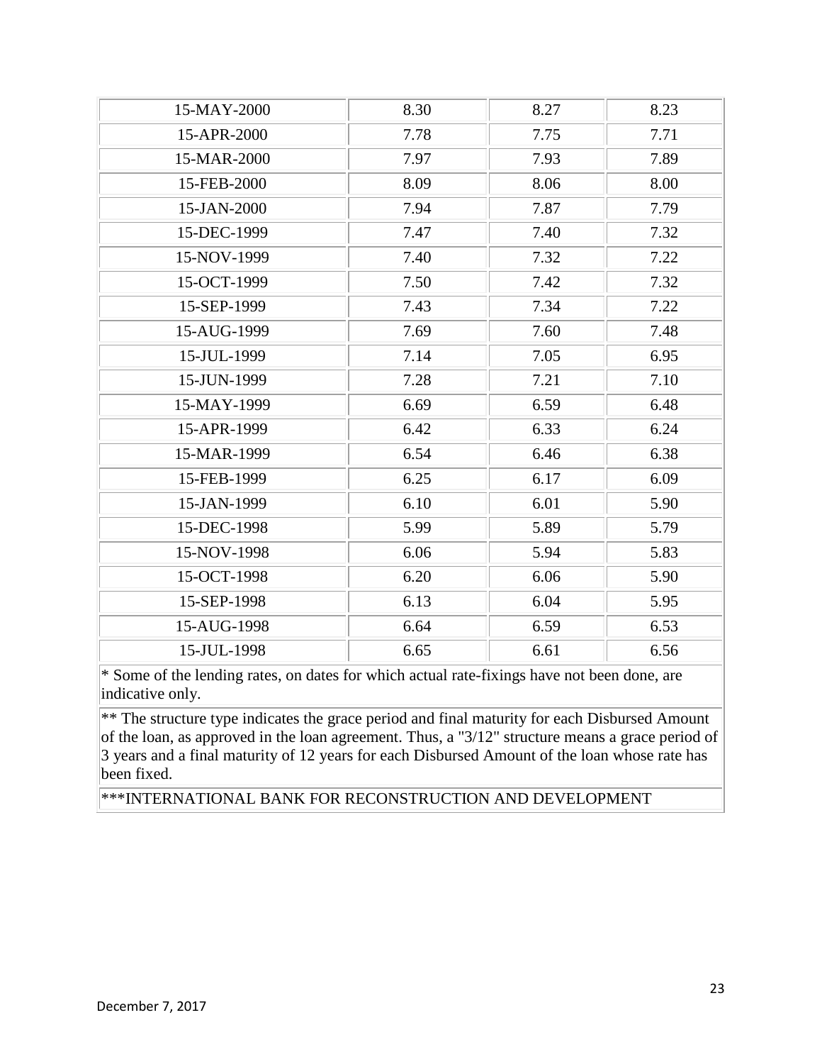| | | | |
|---|---|---|---|
| 15-MAY-2000 | 8.30 | 8.27 | 8.23 |
| 15-APR-2000 | 7.78 | 7.75 | 7.71 |
| 15-MAR-2000 | 7.97 | 7.93 | 7.89 |
| 15-FEB-2000 | 8.09 | 8.06 | 8.00 |
| 15-JAN-2000 | 7.94 | 7.87 | 7.79 |
| 15-DEC-1999 | 7.47 | 7.40 | 7.32 |
| 15-NOV-1999 | 7.40 | 7.32 | 7.22 |
| 15-OCT-1999 | 7.50 | 7.42 | 7.32 |
| 15-SEP-1999 | 7.43 | 7.34 | 7.22 |
| 15-AUG-1999 | 7.69 | 7.60 | 7.48 |
| 15-JUL-1999 | 7.14 | 7.05 | 6.95 |
| 15-JUN-1999 | 7.28 | 7.21 | 7.10 |
| 15-MAY-1999 | 6.69 | 6.59 | 6.48 |
| 15-APR-1999 | 6.42 | 6.33 | 6.24 |
| 15-MAR-1999 | 6.54 | 6.46 | 6.38 |
| 15-FEB-1999 | 6.25 | 6.17 | 6.09 |
| 15-JAN-1999 | 6.10 | 6.01 | 5.90 |
| 15-DEC-1998 | 5.99 | 5.89 | 5.79 |
| 15-NOV-1998 | 6.06 | 5.94 | 5.83 |
| 15-OCT-1998 | 6.20 | 6.06 | 5.90 |
| 15-SEP-1998 | 6.13 | 6.04 | 5.95 |
| 15-AUG-1998 | 6.64 | 6.59 | 6.53 |
| 15-JUL-1998 | 6.65 | 6.61 | 6.56 |

* Some of the lending rates, on dates for which actual rate-fixings have not been done, are indicative only.

** The structure type indicates the grace period and final maturity for each Disbursed Amount of the loan, as approved in the loan agreement. Thus, a "3/12" structure means a grace period of 3 years and a final maturity of 12 years for each Disbursed Amount of the loan whose rate has been fixed.

***INTERNATIONAL BANK FOR RECONSTRUCTION AND DEVELOPMENT

December 7, 2017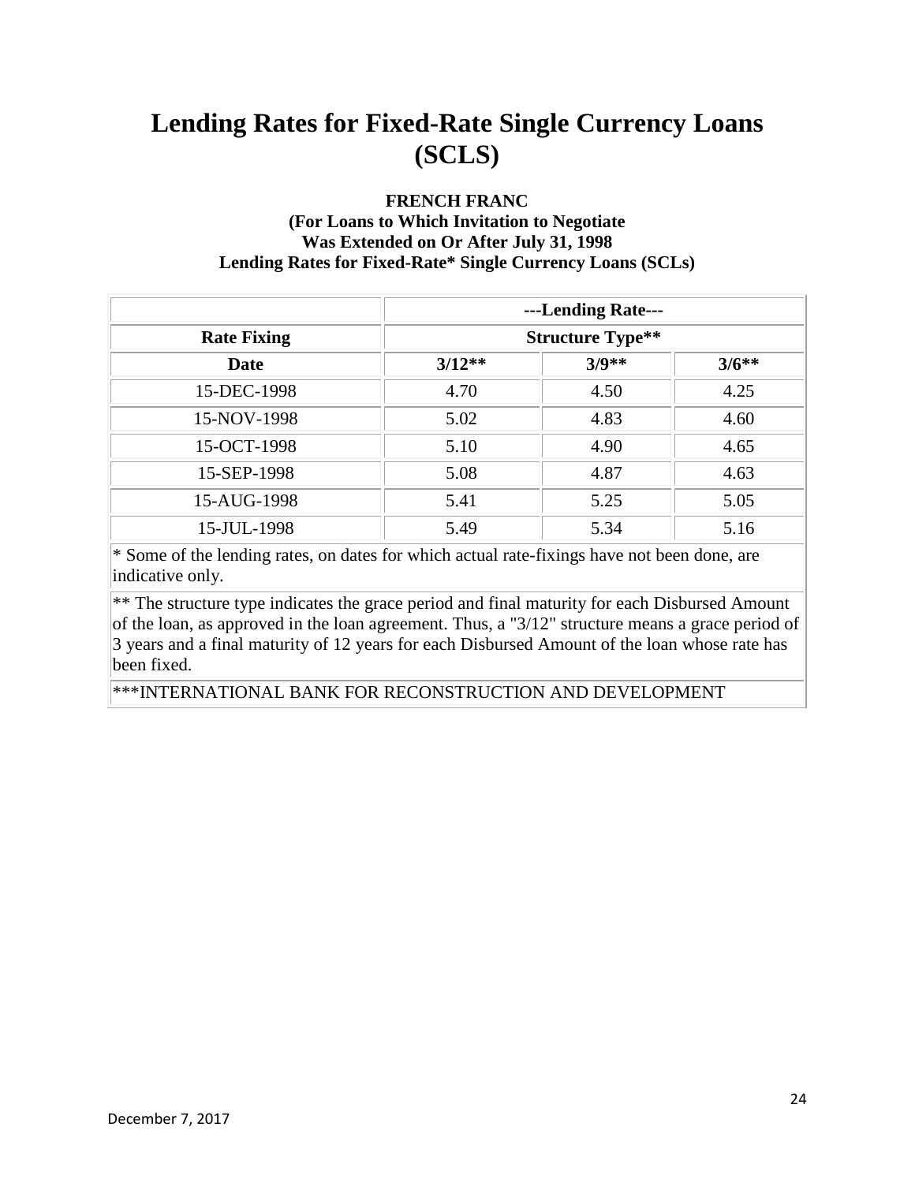# Lending Rates for Fixed-Rate Single Currency Loans (SCLS)

**FRENCH FRANC**
**(For Loans to Which Invitation to Negotiate**
**Was Extended on Or After July 31, 1998**
**Lending Rates for Fixed-Rate* Single Currency Loans (SCLs)**

| | ---Lending Rate--- | | |
|---|---|---|---|
| **Rate Fixing** | **Structure Type**** | | |
| **Date** | **3/12**** | **3/9**** | **3/6**** |
| 15-DEC-1998 | 4.70 | 4.50 | 4.25 |
| 15-NOV-1998 | 5.02 | 4.83 | 4.60 |
| 15-OCT-1998 | 5.10 | 4.90 | 4.65 |
| 15-SEP-1998 | 5.08 | 4.87 | 4.63 |
| 15-AUG-1998 | 5.41 | 5.25 | 5.05 |
| 15-JUL-1998 | 5.49 | 5.34 | 5.16 |

* Some of the lending rates, on dates for which actual rate-fixings have not been done, are indicative only.

** The structure type indicates the grace period and final maturity for each Disbursed Amount of the loan, as approved in the loan agreement. Thus, a "3/12" structure means a grace period of 3 years and a final maturity of 12 years for each Disbursed Amount of the loan whose rate has been fixed.

***INTERNATIONAL BANK FOR RECONSTRUCTION AND DEVELOPMENT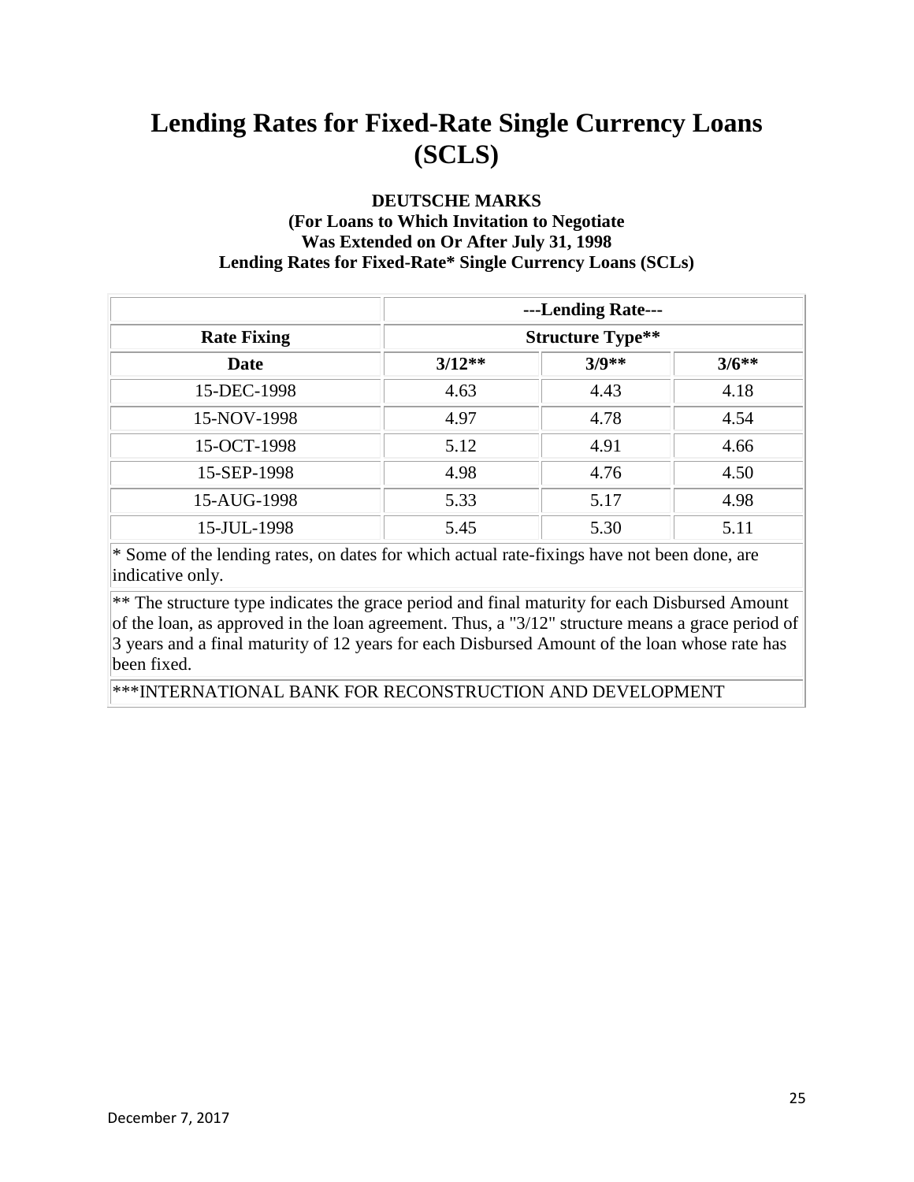# Lending Rates for Fixed-Rate Single Currency Loans (SCLS)

**DEUTSCHE MARKS**
**(For Loans to Which Invitation to Negotiate**
**Was Extended on Or After July 31, 1998**
**Lending Rates for Fixed-Rate* Single Currency Loans (SCLs)**

| | ---Lending Rate--- | | |
|---|---|---|---|
| **Rate Fixing** | **Structure Type**** | | |
| **Date** | **3/12**** | **3/9**** | **3/6**** |
| 15-DEC-1998 | 4.63 | 4.43 | 4.18 |
| 15-NOV-1998 | 4.97 | 4.78 | 4.54 |
| 15-OCT-1998 | 5.12 | 4.91 | 4.66 |
| 15-SEP-1998 | 4.98 | 4.76 | 4.50 |
| 15-AUG-1998 | 5.33 | 5.17 | 4.98 |
| 15-JUL-1998 | 5.45 | 5.30 | 5.11 |

* Some of the lending rates, on dates for which actual rate-fixings have not been done, are indicative only.

** The structure type indicates the grace period and final maturity for each Disbursed Amount of the loan, as approved in the loan agreement. Thus, a "3/12" structure means a grace period of 3 years and a final maturity of 12 years for each Disbursed Amount of the loan whose rate has been fixed.

***INTERNATIONAL BANK FOR RECONSTRUCTION AND DEVELOPMENT

December 7, 2017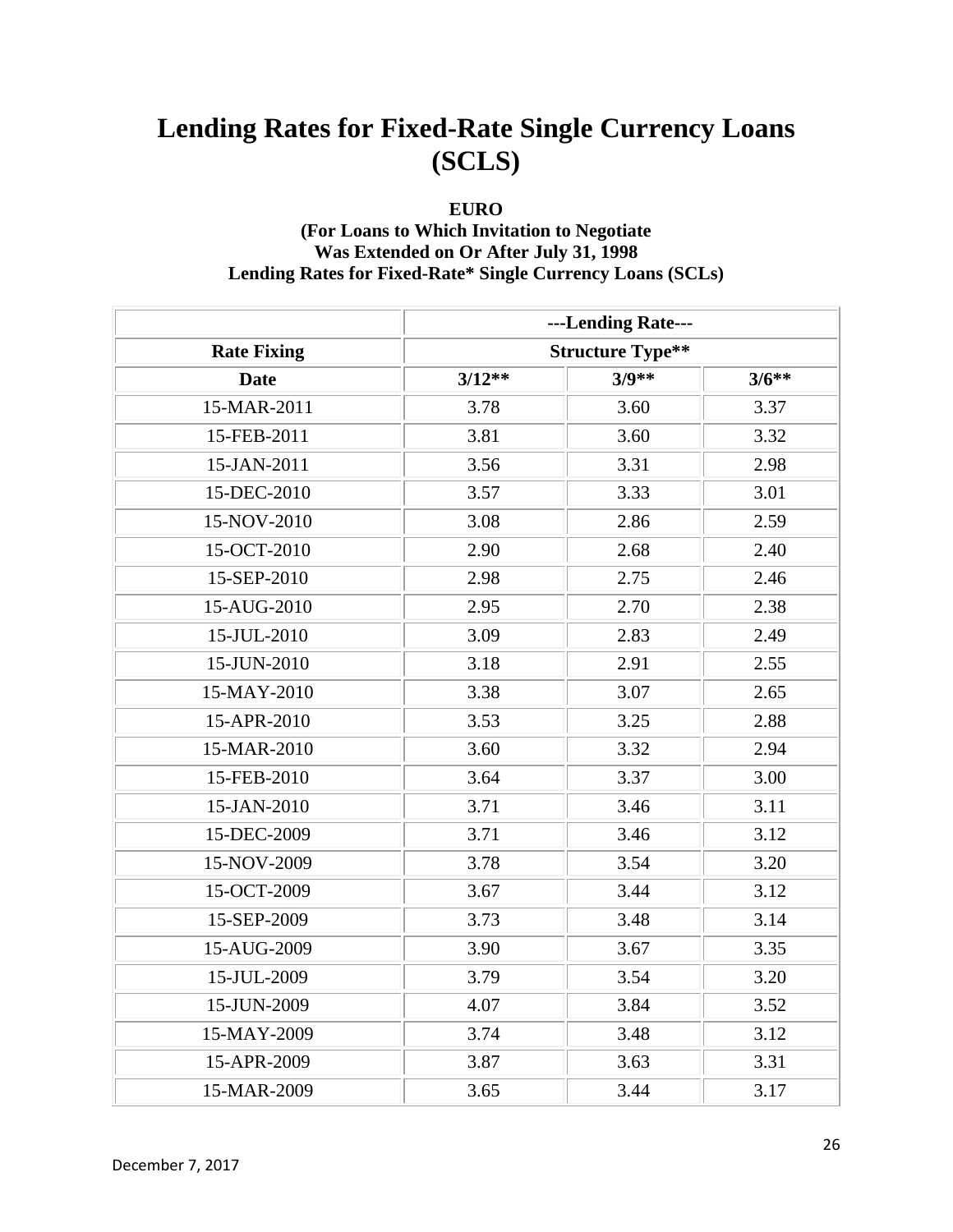# Lending Rates for Fixed-Rate Single Currency Loans (SCLS)

**EURO**
**(For Loans to Which Invitation to Negotiate Was Extended on Or After July 31, 1998**
**Lending Rates for Fixed-Rate* Single Currency Loans (SCLs)**

| | ---Lending Rate--- | | |
|---|---|---|---|
| **Rate Fixing** | **Structure Type**** | | |
| **Date** | **3/12**** | **3/9**** | **3/6**** |
| 15-MAR-2011 | 3.78 | 3.60 | 3.37 |
| 15-FEB-2011 | 3.81 | 3.60 | 3.32 |
| 15-JAN-2011 | 3.56 | 3.31 | 2.98 |
| 15-DEC-2010 | 3.57 | 3.33 | 3.01 |
| 15-NOV-2010 | 3.08 | 2.86 | 2.59 |
| 15-OCT-2010 | 2.90 | 2.68 | 2.40 |
| 15-SEP-2010 | 2.98 | 2.75 | 2.46 |
| 15-AUG-2010 | 2.95 | 2.70 | 2.38 |
| 15-JUL-2010 | 3.09 | 2.83 | 2.49 |
| 15-JUN-2010 | 3.18 | 2.91 | 2.55 |
| 15-MAY-2010 | 3.38 | 3.07 | 2.65 |
| 15-APR-2010 | 3.53 | 3.25 | 2.88 |
| 15-MAR-2010 | 3.60 | 3.32 | 2.94 |
| 15-FEB-2010 | 3.64 | 3.37 | 3.00 |
| 15-JAN-2010 | 3.71 | 3.46 | 3.11 |
| 15-DEC-2009 | 3.71 | 3.46 | 3.12 |
| 15-NOV-2009 | 3.78 | 3.54 | 3.20 |
| 15-OCT-2009 | 3.67 | 3.44 | 3.12 |
| 15-SEP-2009 | 3.73 | 3.48 | 3.14 |
| 15-AUG-2009 | 3.90 | 3.67 | 3.35 |
| 15-JUL-2009 | 3.79 | 3.54 | 3.20 |
| 15-JUN-2009 | 4.07 | 3.84 | 3.52 |
| 15-MAY-2009 | 3.74 | 3.48 | 3.12 |
| 15-APR-2009 | 3.87 | 3.63 | 3.31 |
| 15-MAR-2009 | 3.65 | 3.44 | 3.17 |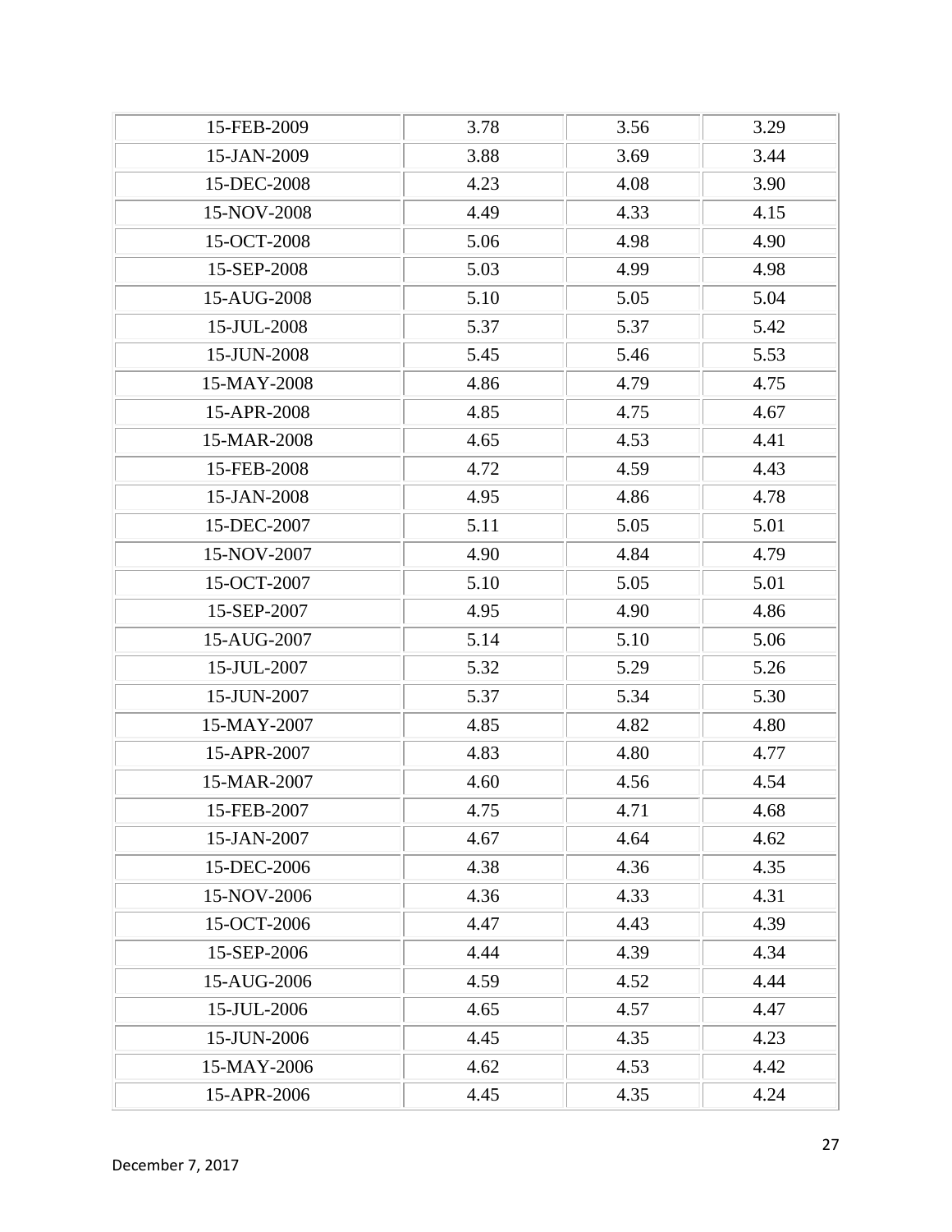| | | | |
|---|---|---|---|
| 15-FEB-2009 | 3.78 | 3.56 | 3.29 |
| 15-JAN-2009 | 3.88 | 3.69 | 3.44 |
| 15-DEC-2008 | 4.23 | 4.08 | 3.90 |
| 15-NOV-2008 | 4.49 | 4.33 | 4.15 |
| 15-OCT-2008 | 5.06 | 4.98 | 4.90 |
| 15-SEP-2008 | 5.03 | 4.99 | 4.98 |
| 15-AUG-2008 | 5.10 | 5.05 | 5.04 |
| 15-JUL-2008 | 5.37 | 5.37 | 5.42 |
| 15-JUN-2008 | 5.45 | 5.46 | 5.53 |
| 15-MAY-2008 | 4.86 | 4.79 | 4.75 |
| 15-APR-2008 | 4.85 | 4.75 | 4.67 |
| 15-MAR-2008 | 4.65 | 4.53 | 4.41 |
| 15-FEB-2008 | 4.72 | 4.59 | 4.43 |
| 15-JAN-2008 | 4.95 | 4.86 | 4.78 |
| 15-DEC-2007 | 5.11 | 5.05 | 5.01 |
| 15-NOV-2007 | 4.90 | 4.84 | 4.79 |
| 15-OCT-2007 | 5.10 | 5.05 | 5.01 |
| 15-SEP-2007 | 4.95 | 4.90 | 4.86 |
| 15-AUG-2007 | 5.14 | 5.10 | 5.06 |
| 15-JUL-2007 | 5.32 | 5.29 | 5.26 |
| 15-JUN-2007 | 5.37 | 5.34 | 5.30 |
| 15-MAY-2007 | 4.85 | 4.82 | 4.80 |
| 15-APR-2007 | 4.83 | 4.80 | 4.77 |
| 15-MAR-2007 | 4.60 | 4.56 | 4.54 |
| 15-FEB-2007 | 4.75 | 4.71 | 4.68 |
| 15-JAN-2007 | 4.67 | 4.64 | 4.62 |
| 15-DEC-2006 | 4.38 | 4.36 | 4.35 |
| 15-NOV-2006 | 4.36 | 4.33 | 4.31 |
| 15-OCT-2006 | 4.47 | 4.43 | 4.39 |
| 15-SEP-2006 | 4.44 | 4.39 | 4.34 |
| 15-AUG-2006 | 4.59 | 4.52 | 4.44 |
| 15-JUL-2006 | 4.65 | 4.57 | 4.47 |
| 15-JUN-2006 | 4.45 | 4.35 | 4.23 |
| 15-MAY-2006 | 4.62 | 4.53 | 4.42 |
| 15-APR-2006 | 4.45 | 4.35 | 4.24 |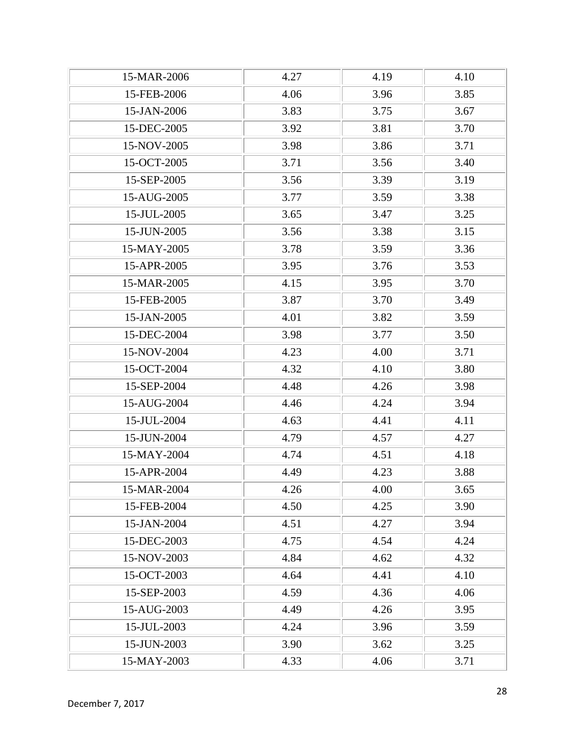| | | | |
|---|---|---|---|
| 15-MAR-2006 | 4.27 | 4.19 | 4.10 |
| 15-FEB-2006 | 4.06 | 3.96 | 3.85 |
| 15-JAN-2006 | 3.83 | 3.75 | 3.67 |
| 15-DEC-2005 | 3.92 | 3.81 | 3.70 |
| 15-NOV-2005 | 3.98 | 3.86 | 3.71 |
| 15-OCT-2005 | 3.71 | 3.56 | 3.40 |
| 15-SEP-2005 | 3.56 | 3.39 | 3.19 |
| 15-AUG-2005 | 3.77 | 3.59 | 3.38 |
| 15-JUL-2005 | 3.65 | 3.47 | 3.25 |
| 15-JUN-2005 | 3.56 | 3.38 | 3.15 |
| 15-MAY-2005 | 3.78 | 3.59 | 3.36 |
| 15-APR-2005 | 3.95 | 3.76 | 3.53 |
| 15-MAR-2005 | 4.15 | 3.95 | 3.70 |
| 15-FEB-2005 | 3.87 | 3.70 | 3.49 |
| 15-JAN-2005 | 4.01 | 3.82 | 3.59 |
| 15-DEC-2004 | 3.98 | 3.77 | 3.50 |
| 15-NOV-2004 | 4.23 | 4.00 | 3.71 |
| 15-OCT-2004 | 4.32 | 4.10 | 3.80 |
| 15-SEP-2004 | 4.48 | 4.26 | 3.98 |
| 15-AUG-2004 | 4.46 | 4.24 | 3.94 |
| 15-JUL-2004 | 4.63 | 4.41 | 4.11 |
| 15-JUN-2004 | 4.79 | 4.57 | 4.27 |
| 15-MAY-2004 | 4.74 | 4.51 | 4.18 |
| 15-APR-2004 | 4.49 | 4.23 | 3.88 |
| 15-MAR-2004 | 4.26 | 4.00 | 3.65 |
| 15-FEB-2004 | 4.50 | 4.25 | 3.90 |
| 15-JAN-2004 | 4.51 | 4.27 | 3.94 |
| 15-DEC-2003 | 4.75 | 4.54 | 4.24 |
| 15-NOV-2003 | 4.84 | 4.62 | 4.32 |
| 15-OCT-2003 | 4.64 | 4.41 | 4.10 |
| 15-SEP-2003 | 4.59 | 4.36 | 4.06 |
| 15-AUG-2003 | 4.49 | 4.26 | 3.95 |
| 15-JUL-2003 | 4.24 | 3.96 | 3.59 |
| 15-JUN-2003 | 3.90 | 3.62 | 3.25 |
| 15-MAY-2003 | 4.33 | 4.06 | 3.71 |

December 7, 2017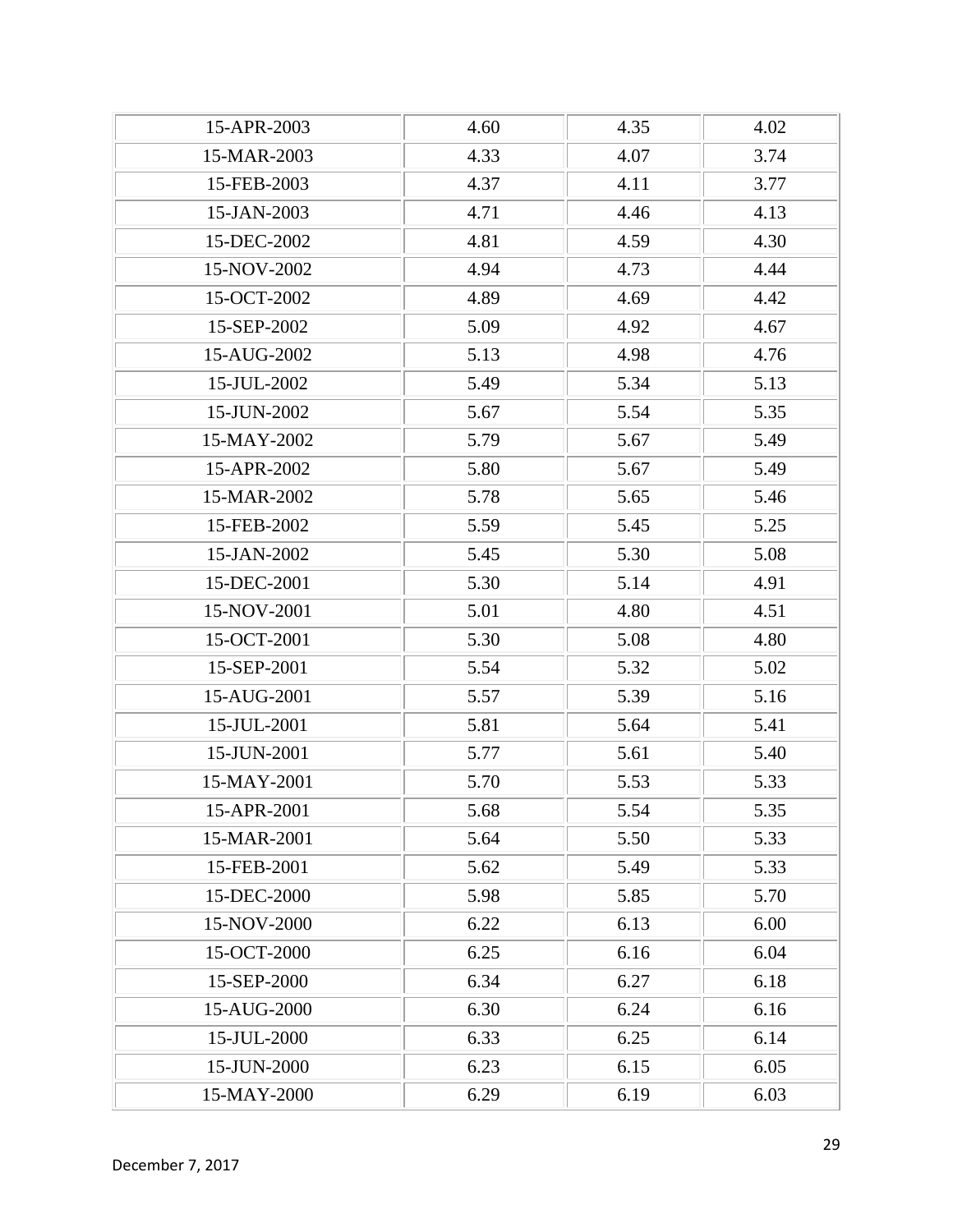| 15-APR-2003 | 4.60 | 4.35 | 4.02 |
| --- | --- | --- | --- |
| 15-MAR-2003 | 4.33 | 4.07 | 3.74 |
| 15-FEB-2003 | 4.37 | 4.11 | 3.77 |
| 15-JAN-2003 | 4.71 | 4.46 | 4.13 |
| 15-DEC-2002 | 4.81 | 4.59 | 4.30 |
| 15-NOV-2002 | 4.94 | 4.73 | 4.44 |
| 15-OCT-2002 | 4.89 | 4.69 | 4.42 |
| 15-SEP-2002 | 5.09 | 4.92 | 4.67 |
| 15-AUG-2002 | 5.13 | 4.98 | 4.76 |
| 15-JUL-2002 | 5.49 | 5.34 | 5.13 |
| 15-JUN-2002 | 5.67 | 5.54 | 5.35 |
| 15-MAY-2002 | 5.79 | 5.67 | 5.49 |
| 15-APR-2002 | 5.80 | 5.67 | 5.49 |
| 15-MAR-2002 | 5.78 | 5.65 | 5.46 |
| 15-FEB-2002 | 5.59 | 5.45 | 5.25 |
| 15-JAN-2002 | 5.45 | 5.30 | 5.08 |
| 15-DEC-2001 | 5.30 | 5.14 | 4.91 |
| 15-NOV-2001 | 5.01 | 4.80 | 4.51 |
| 15-OCT-2001 | 5.30 | 5.08 | 4.80 |
| 15-SEP-2001 | 5.54 | 5.32 | 5.02 |
| 15-AUG-2001 | 5.57 | 5.39 | 5.16 |
| 15-JUL-2001 | 5.81 | 5.64 | 5.41 |
| 15-JUN-2001 | 5.77 | 5.61 | 5.40 |
| 15-MAY-2001 | 5.70 | 5.53 | 5.33 |
| 15-APR-2001 | 5.68 | 5.54 | 5.35 |
| 15-MAR-2001 | 5.64 | 5.50 | 5.33 |
| 15-FEB-2001 | 5.62 | 5.49 | 5.33 |
| 15-DEC-2000 | 5.98 | 5.85 | 5.70 |
| 15-NOV-2000 | 6.22 | 6.13 | 6.00 |
| 15-OCT-2000 | 6.25 | 6.16 | 6.04 |
| 15-SEP-2000 | 6.34 | 6.27 | 6.18 |
| 15-AUG-2000 | 6.30 | 6.24 | 6.16 |
| 15-JUL-2000 | 6.33 | 6.25 | 6.14 |
| 15-JUN-2000 | 6.23 | 6.15 | 6.05 |
| 15-MAY-2000 | 6.29 | 6.19 | 6.03 |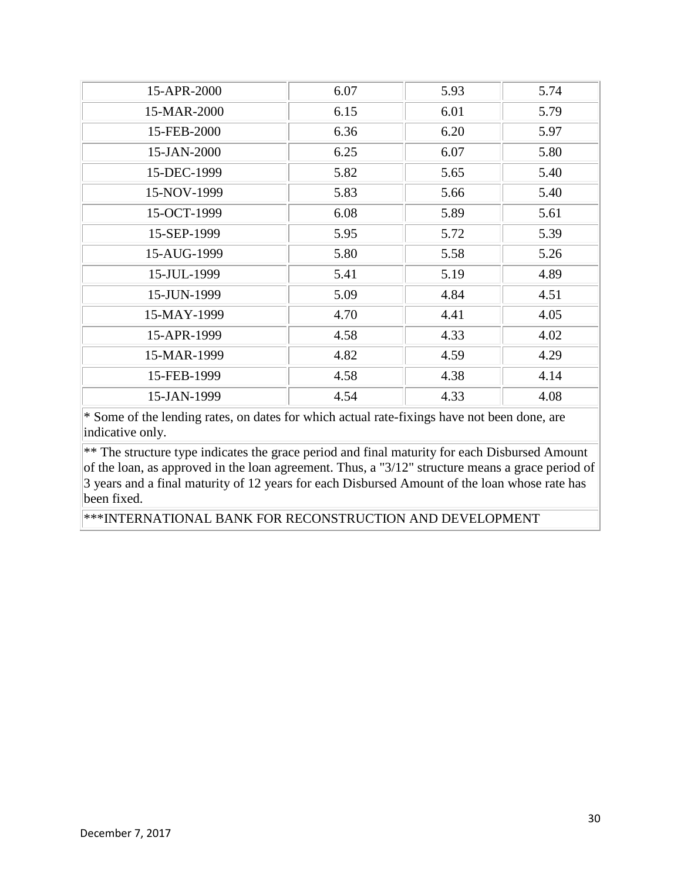| | | | |
|---|---|---|---|
| 15-APR-2000 | 6.07 | 5.93 | 5.74 |
| 15-MAR-2000 | 6.15 | 6.01 | 5.79 |
| 15-FEB-2000 | 6.36 | 6.20 | 5.97 |
| 15-JAN-2000 | 6.25 | 6.07 | 5.80 |
| 15-DEC-1999 | 5.82 | 5.65 | 5.40 |
| 15-NOV-1999 | 5.83 | 5.66 | 5.40 |
| 15-OCT-1999 | 6.08 | 5.89 | 5.61 |
| 15-SEP-1999 | 5.95 | 5.72 | 5.39 |
| 15-AUG-1999 | 5.80 | 5.58 | 5.26 |
| 15-JUL-1999 | 5.41 | 5.19 | 4.89 |
| 15-JUN-1999 | 5.09 | 4.84 | 4.51 |
| 15-MAY-1999 | 4.70 | 4.41 | 4.05 |
| 15-APR-1999 | 4.58 | 4.33 | 4.02 |
| 15-MAR-1999 | 4.82 | 4.59 | 4.29 |
| 15-FEB-1999 | 4.58 | 4.38 | 4.14 |
| 15-JAN-1999 | 4.54 | 4.33 | 4.08 |

* Some of the lending rates, on dates for which actual rate-fixings have not been done, are indicative only.

** The structure type indicates the grace period and final maturity for each Disbursed Amount of the loan, as approved in the loan agreement. Thus, a "3/12" structure means a grace period of 3 years and a final maturity of 12 years for each Disbursed Amount of the loan whose rate has been fixed.

***INTERNATIONAL BANK FOR RECONSTRUCTION AND DEVELOPMENT

December 7, 2017